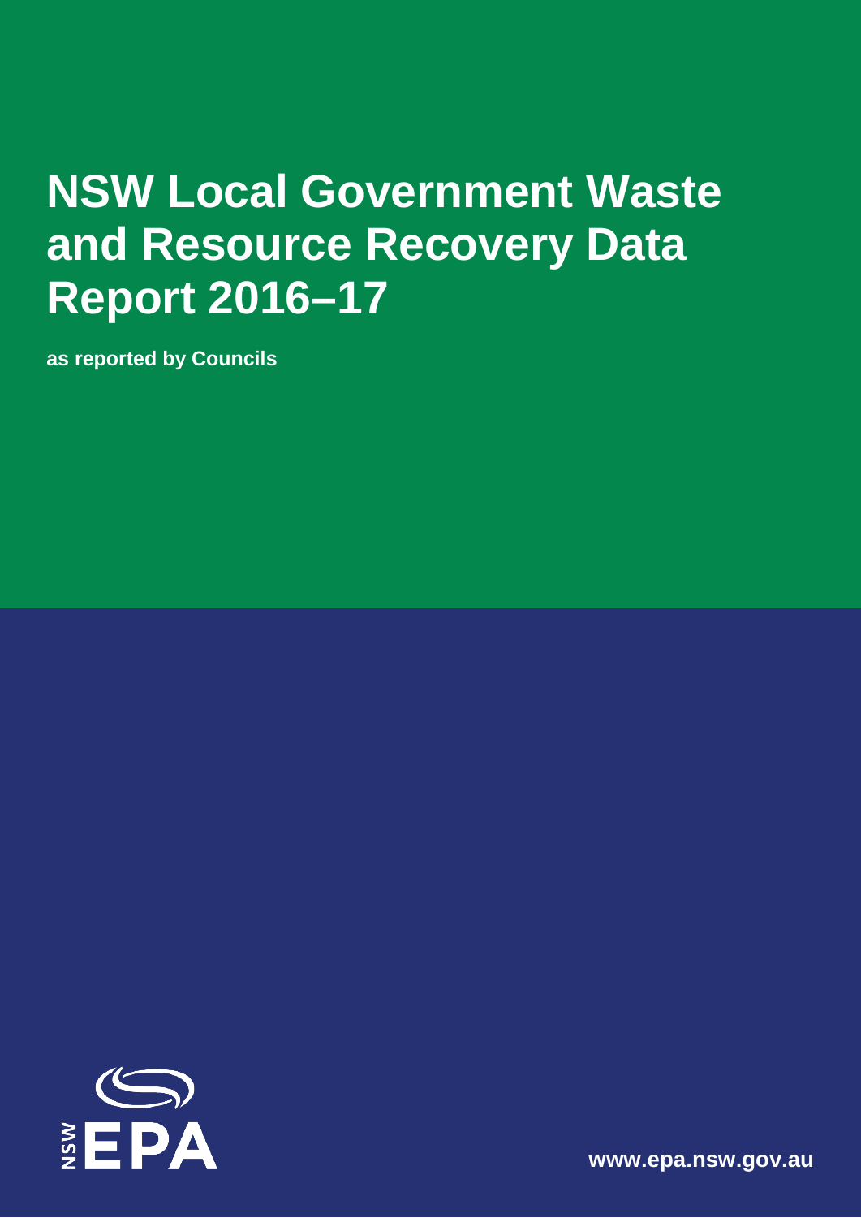# NSW Local Government Waste and Resource Recovery Data Report 2016–17

**as reported by Councils**

NSW EPA

**www.epa.nsw.gov.au**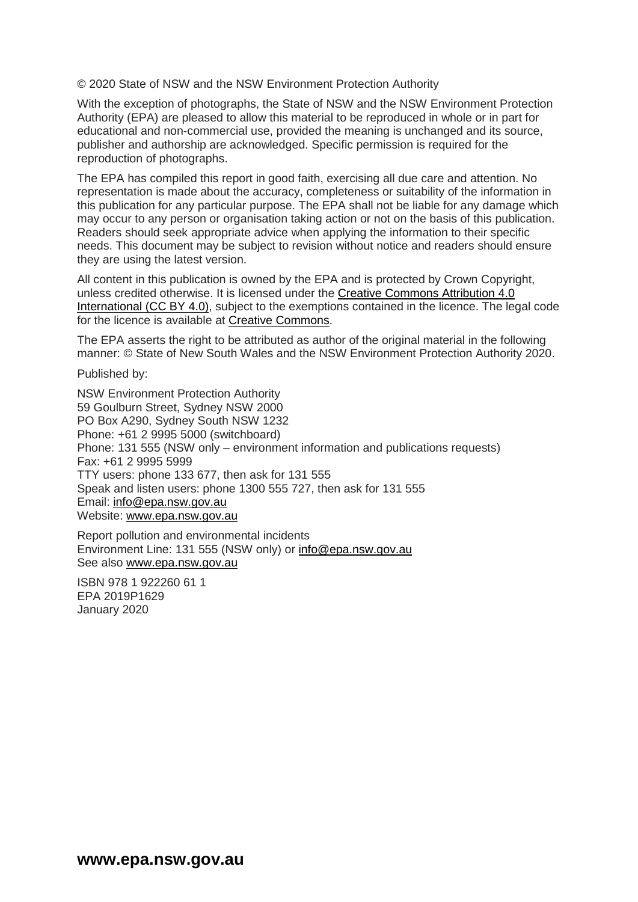© 2020 State of NSW and the NSW Environment Protection Authority

With the exception of photographs, the State of NSW and the NSW Environment Protection Authority (EPA) are pleased to allow this material to be reproduced in whole or in part for educational and non-commercial use, provided the meaning is unchanged and its source, publisher and authorship are acknowledged. Specific permission is required for the reproduction of photographs.

The EPA has compiled this report in good faith, exercising all due care and attention. No representation is made about the accuracy, completeness or suitability of the information in this publication for any particular purpose. The EPA shall not be liable for any damage which may occur to any person or organisation taking action or not on the basis of this publication. Readers should seek appropriate advice when applying the information to their specific needs. This document may be subject to revision without notice and readers should ensure they are using the latest version.

All content in this publication is owned by the EPA and is protected by Crown Copyright, unless credited otherwise. It is licensed under the Creative Commons Attribution 4.0 International (CC BY 4.0), subject to the exemptions contained in the licence. The legal code for the licence is available at Creative Commons.

The EPA asserts the right to be attributed as author of the original material in the following manner: © State of New South Wales and the NSW Environment Protection Authority 2020.

Published by:

NSW Environment Protection Authority
59 Goulburn Street, Sydney NSW 2000
PO Box A290, Sydney South NSW 1232
Phone: +61 2 9995 5000 (switchboard)
Phone: 131 555 (NSW only – environment information and publications requests)
Fax: +61 2 9995 5999
TTY users: phone 133 677, then ask for 131 555
Speak and listen users: phone 1300 555 727, then ask for 131 555
Email: info@epa.nsw.gov.au
Website: www.epa.nsw.gov.au

Report pollution and environmental incidents
Environment Line: 131 555 (NSW only) or info@epa.nsw.gov.au
See also www.epa.nsw.gov.au

ISBN 978 1 922260 61 1
EPA 2019P1629
January 2020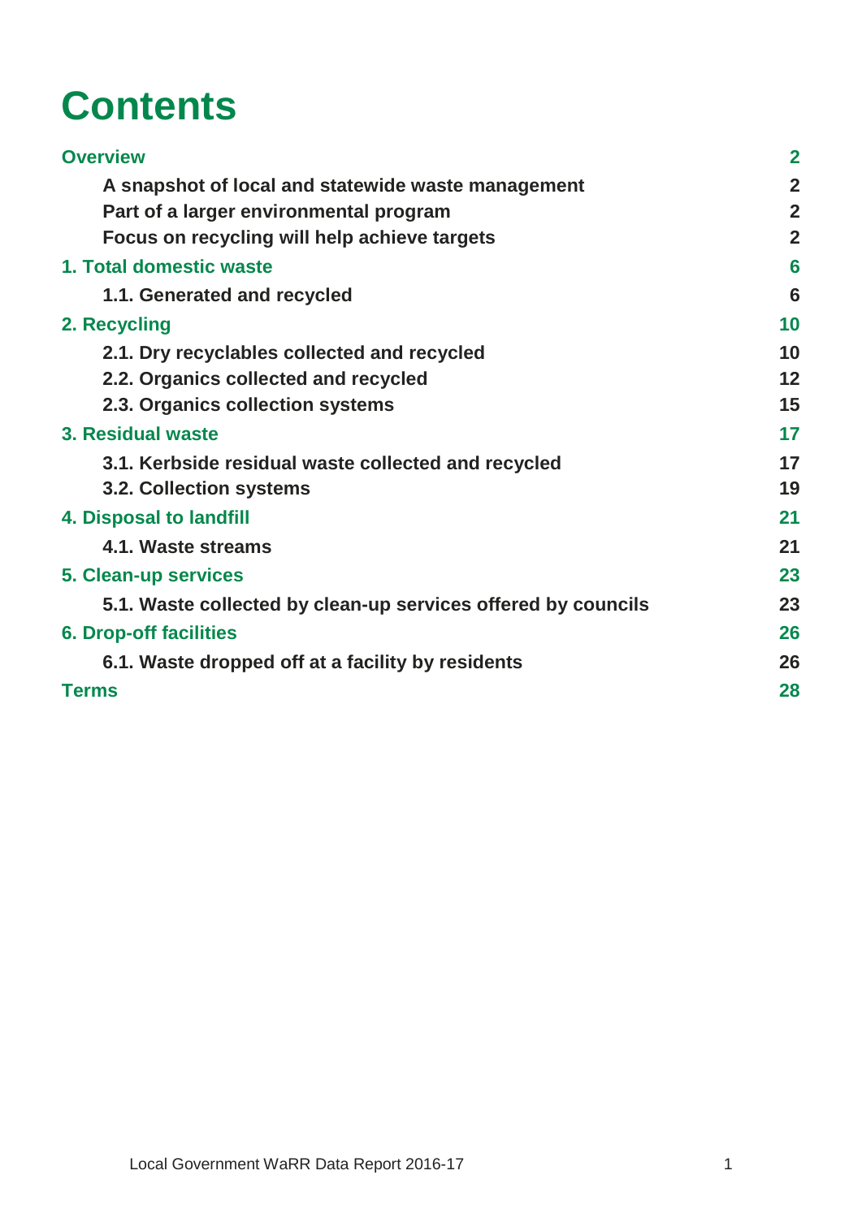# Contents

| | |
|---|---|
| **Overview** | **2** |
| **A snapshot of local and statewide waste management** | **2** |
| **Part of a larger environmental program** | **2** |
| **Focus on recycling will help achieve targets** | **2** |
| **1. Total domestic waste** | **6** |
| **1.1. Generated and recycled** | **6** |
| **2. Recycling** | **10** |
| **2.1. Dry recyclables collected and recycled** | **10** |
| **2.2. Organics collected and recycled** | **12** |
| **2.3. Organics collection systems** | **15** |
| **3. Residual waste** | **17** |
| **3.1. Kerbside residual waste collected and recycled** | **17** |
| **3.2. Collection systems** | **19** |
| **4. Disposal to landfill** | **21** |
| **4.1. Waste streams** | **21** |
| **5. Clean-up services** | **23** |
| **5.1. Waste collected by clean-up services offered by councils** | **23** |
| **6. Drop-off facilities** | **26** |
| **6.1. Waste dropped off at a facility by residents** | **26** |
| **Terms** | **28** |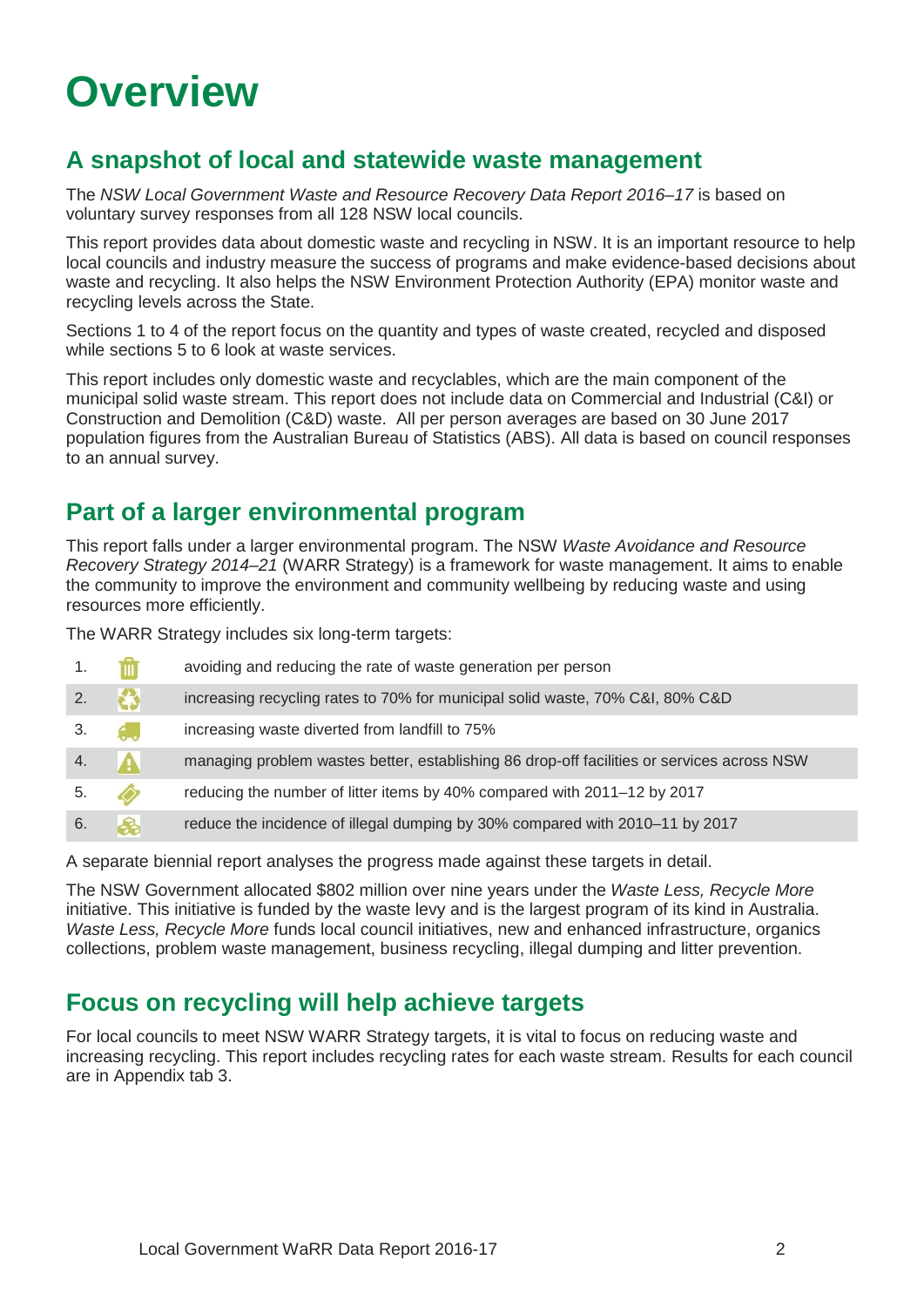# Overview

## A snapshot of local and statewide waste management

The *NSW Local Government Waste and Resource Recovery Data Report 2016–17* is based on voluntary survey responses from all 128 NSW local councils.

This report provides data about domestic waste and recycling in NSW. It is an important resource to help local councils and industry measure the success of programs and make evidence-based decisions about waste and recycling. It also helps the NSW Environment Protection Authority (EPA) monitor waste and recycling levels across the State.

Sections 1 to 4 of the report focus on the quantity and types of waste created, recycled and disposed while sections 5 to 6 look at waste services.

This report includes only domestic waste and recyclables, which are the main component of the municipal solid waste stream. This report does not include data on Commercial and Industrial (C&I) or Construction and Demolition (C&D) waste. All per person averages are based on 30 June 2017 population figures from the Australian Bureau of Statistics (ABS). All data is based on council responses to an annual survey.

## Part of a larger environmental program

This report falls under a larger environmental program. The NSW *Waste Avoidance and Resource Recovery Strategy 2014–21* (WARR Strategy) is a framework for waste management. It aims to enable the community to improve the environment and community wellbeing by reducing waste and using resources more efficiently.

The WARR Strategy includes six long-term targets:

| | Target |
|---|---|
| 1. | avoiding and reducing the rate of waste generation per person |
| 2. | increasing recycling rates to 70% for municipal solid waste, 70% C&I, 80% C&D |
| 3. | increasing waste diverted from landfill to 75% |
| 4. | managing problem wastes better, establishing 86 drop-off facilities or services across NSW |
| 5. | reducing the number of litter items by 40% compared with 2011–12 by 2017 |
| 6. | reduce the incidence of illegal dumping by 30% compared with 2010–11 by 2017 |

A separate biennial report analyses the progress made against these targets in detail.

The NSW Government allocated $802 million over nine years under the *Waste Less, Recycle More* initiative. This initiative is funded by the waste levy and is the largest program of its kind in Australia. *Waste Less, Recycle More* funds local council initiatives, new and enhanced infrastructure, organics collections, problem waste management, business recycling, illegal dumping and litter prevention.

## Focus on recycling will help achieve targets

For local councils to meet NSW WARR Strategy targets, it is vital to focus on reducing waste and increasing recycling. This report includes recycling rates for each waste stream. Results for each council are in Appendix tab 3.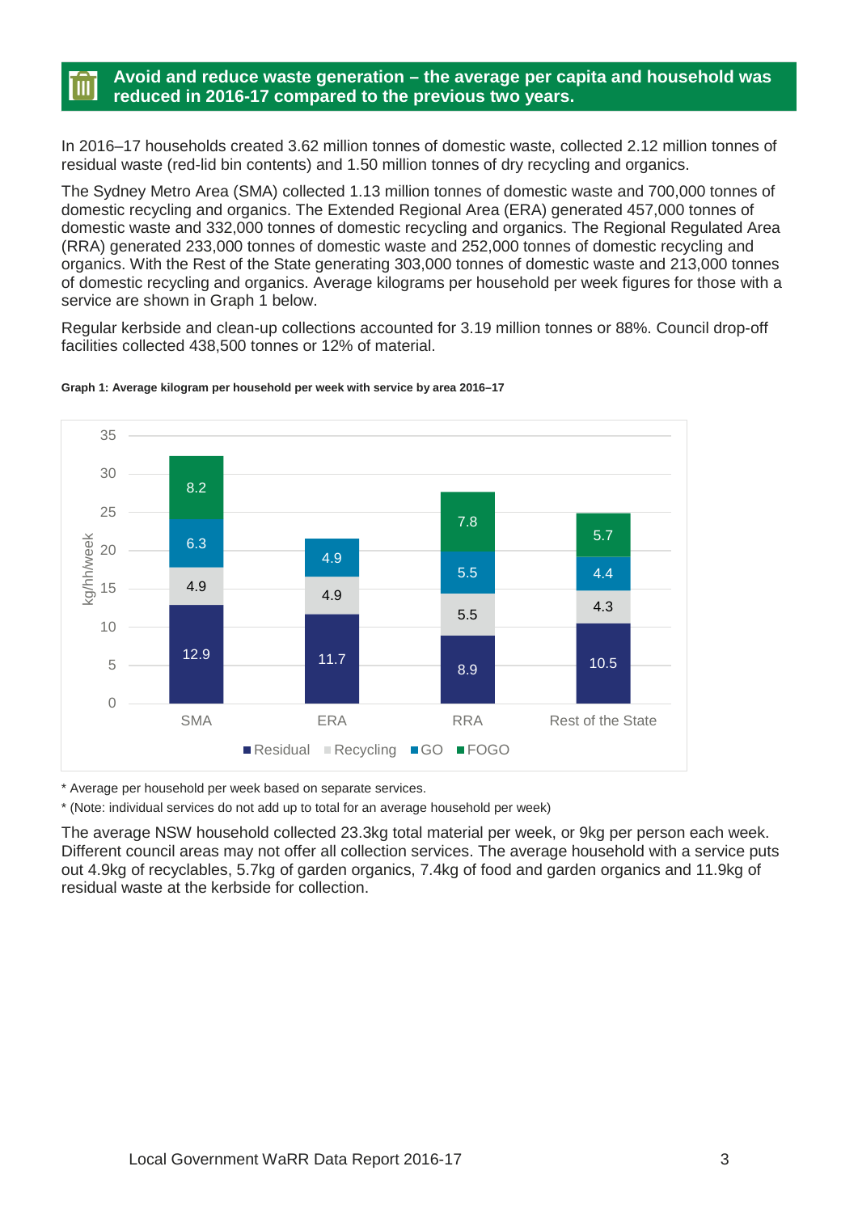## Avoid and reduce waste generation – the average per capita and household was reduced in 2016-17 compared to the previous two years.

In 2016–17 households created 3.62 million tonnes of domestic waste, collected 2.12 million tonnes of residual waste (red-lid bin contents) and 1.50 million tonnes of dry recycling and organics.

The Sydney Metro Area (SMA) collected 1.13 million tonnes of domestic waste and 700,000 tonnes of domestic recycling and organics. The Extended Regional Area (ERA) generated 457,000 tonnes of domestic waste and 332,000 tonnes of domestic recycling and organics. The Regional Regulated Area (RRA) generated 233,000 tonnes of domestic waste and 252,000 tonnes of domestic recycling and organics. With the Rest of the State generating 303,000 tonnes of domestic waste and 213,000 tonnes of domestic recycling and organics. Average kilograms per household per week figures for those with a service are shown in Graph 1 below.

Regular kerbside and clean-up collections accounted for 3.19 million tonnes or 88%. Council drop-off facilities collected 438,500 tonnes or 12% of material.

**Graph 1: Average kilogram per household per week with service by area 2016–17**

| Area (kg/hh/week) | Residual | Recycling | GO | FOGO |
|---|---|---|---|---|
| SMA | 12.9 | 4.9 | 6.3 | 8.2 |
| ERA | 11.7 | 4.9 | 4.9 | |
| RRA | 8.9 | 5.5 | 5.5 | 7.8 |
| Rest of the State | 10.5 | 4.3 | 4.4 | 5.7 |

\* Average per household per week based on separate services.

\* (Note: individual services do not add up to total for an average household per week)

The average NSW household collected 23.3kg total material per week, or 9kg per person each week. Different council areas may not offer all collection services. The average household with a service puts out 4.9kg of recyclables, 5.7kg of garden organics, 7.4kg of food and garden organics and 11.9kg of residual waste at the kerbside for collection.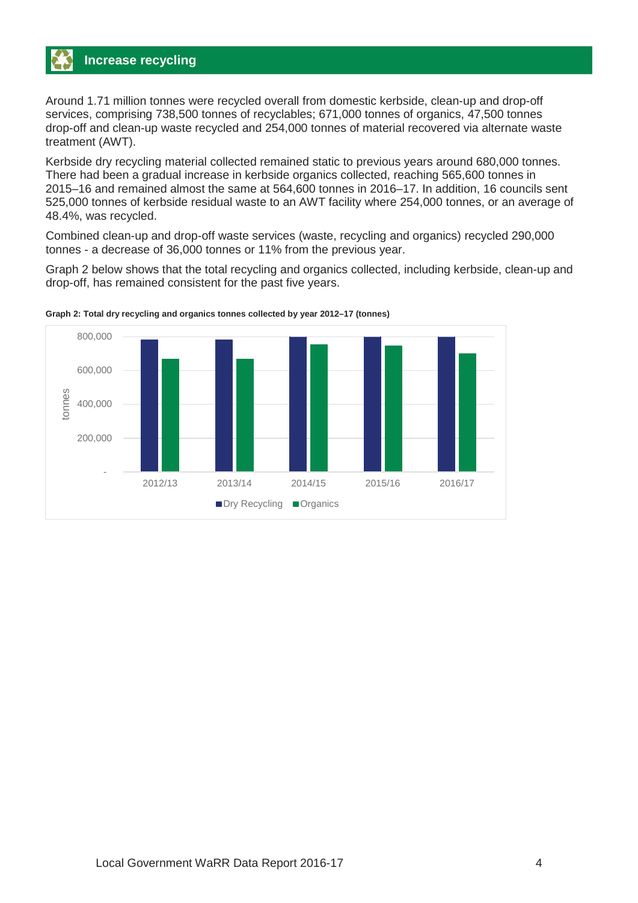## Increase recycling

Around 1.71 million tonnes were recycled overall from domestic kerbside, clean-up and drop-off services, comprising 738,500 tonnes of recyclables; 671,000 tonnes of organics, 47,500 tonnes drop-off and clean-up waste recycled and 254,000 tonnes of material recovered via alternate waste treatment (AWT).

Kerbside dry recycling material collected remained static to previous years around 680,000 tonnes. There had been a gradual increase in kerbside organics collected, reaching 565,600 tonnes in 2015–16 and remained almost the same at 564,600 tonnes in 2016–17. In addition, 16 councils sent 525,000 tonnes of kerbside residual waste to an AWT facility where 254,000 tonnes, or an average of 48.4%, was recycled.

Combined clean-up and drop-off waste services (waste, recycling and organics) recycled 290,000 tonnes - a decrease of 36,000 tonnes or 11% from the previous year.

Graph 2 below shows that the total recycling and organics collected, including kerbside, clean-up and drop-off, has remained consistent for the past five years.

**Graph 2: Total dry recycling and organics tonnes collected by year 2012–17 (tonnes)**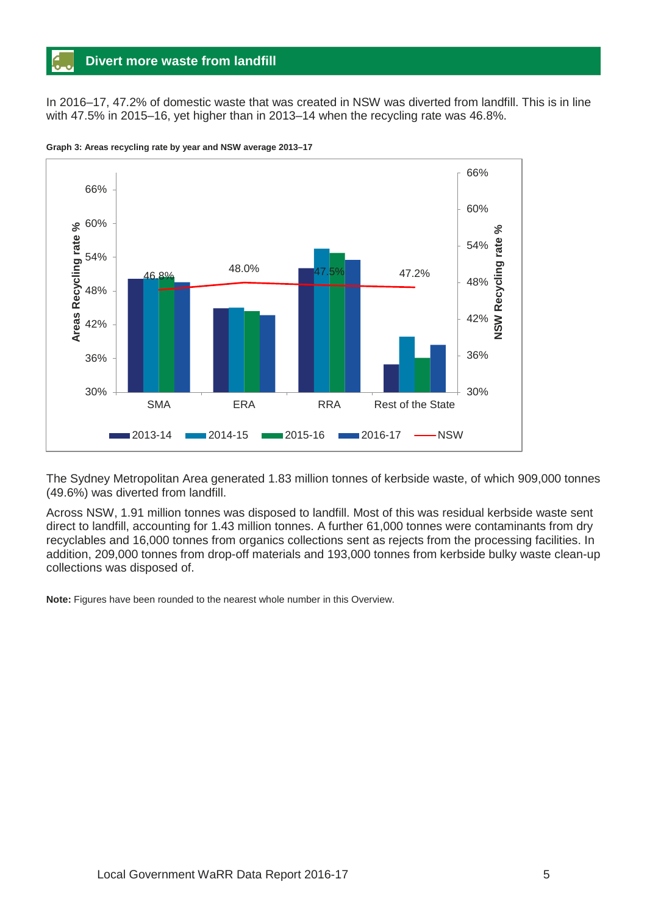## Divert more waste from landfill

In 2016–17, 47.2% of domestic waste that was created in NSW was diverted from landfill. This is in line with 47.5% in 2015–16, yet higher than in 2013–14 when the recycling rate was 46.8%.

**Graph 3: Areas recycling rate by year and NSW average 2013–17**

The Sydney Metropolitan Area generated 1.83 million tonnes of kerbside waste, of which 909,000 tonnes (49.6%) was diverted from landfill.

Across NSW, 1.91 million tonnes was disposed to landfill. Most of this was residual kerbside waste sent direct to landfill, accounting for 1.43 million tonnes. A further 61,000 tonnes were contaminants from dry recyclables and 16,000 tonnes from organics collections sent as rejects from the processing facilities. In addition, 209,000 tonnes from drop-off materials and 193,000 tonnes from kerbside bulky waste clean-up collections was disposed of.

**Note:** Figures have been rounded to the nearest whole number in this Overview.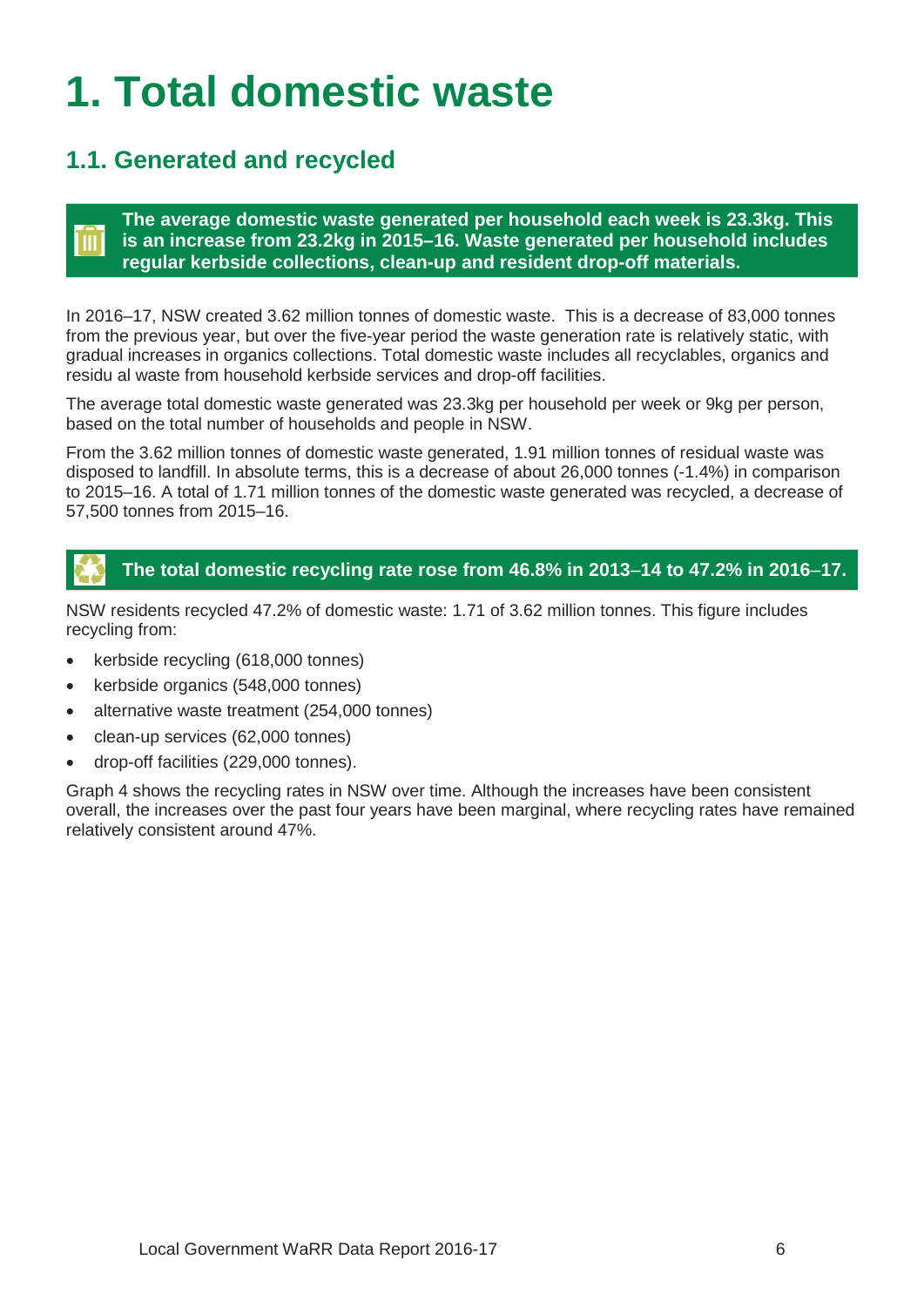# 1. Total domestic waste

## 1.1. Generated and recycled

**The average domestic waste generated per household each week is 23.3kg. This is an increase from 23.2kg in 2015–16. Waste generated per household includes regular kerbside collections, clean-up and resident drop-off materials.**

In 2016–17, NSW created 3.62 million tonnes of domestic waste. This is a decrease of 83,000 tonnes from the previous year, but over the five-year period the waste generation rate is relatively static, with gradual increases in organics collections. Total domestic waste includes all recyclables, organics and residu al waste from household kerbside services and drop-off facilities.

The average total domestic waste generated was 23.3kg per household per week or 9kg per person, based on the total number of households and people in NSW.

From the 3.62 million tonnes of domestic waste generated, 1.91 million tonnes of residual waste was disposed to landfill. In absolute terms, this is a decrease of about 26,000 tonnes (-1.4%) in comparison to 2015–16. A total of 1.71 million tonnes of the domestic waste generated was recycled, a decrease of 57,500 tonnes from 2015–16.

**The total domestic recycling rate rose from 46.8% in 2013–14 to 47.2% in 2016–17.**

NSW residents recycled 47.2% of domestic waste: 1.71 of 3.62 million tonnes. This figure includes recycling from:

- kerbside recycling (618,000 tonnes)
- kerbside organics (548,000 tonnes)
- alternative waste treatment (254,000 tonnes)
- clean-up services (62,000 tonnes)
- drop-off facilities (229,000 tonnes).

Graph 4 shows the recycling rates in NSW over time. Although the increases have been consistent overall, the increases over the past four years have been marginal, where recycling rates have remained relatively consistent around 47%.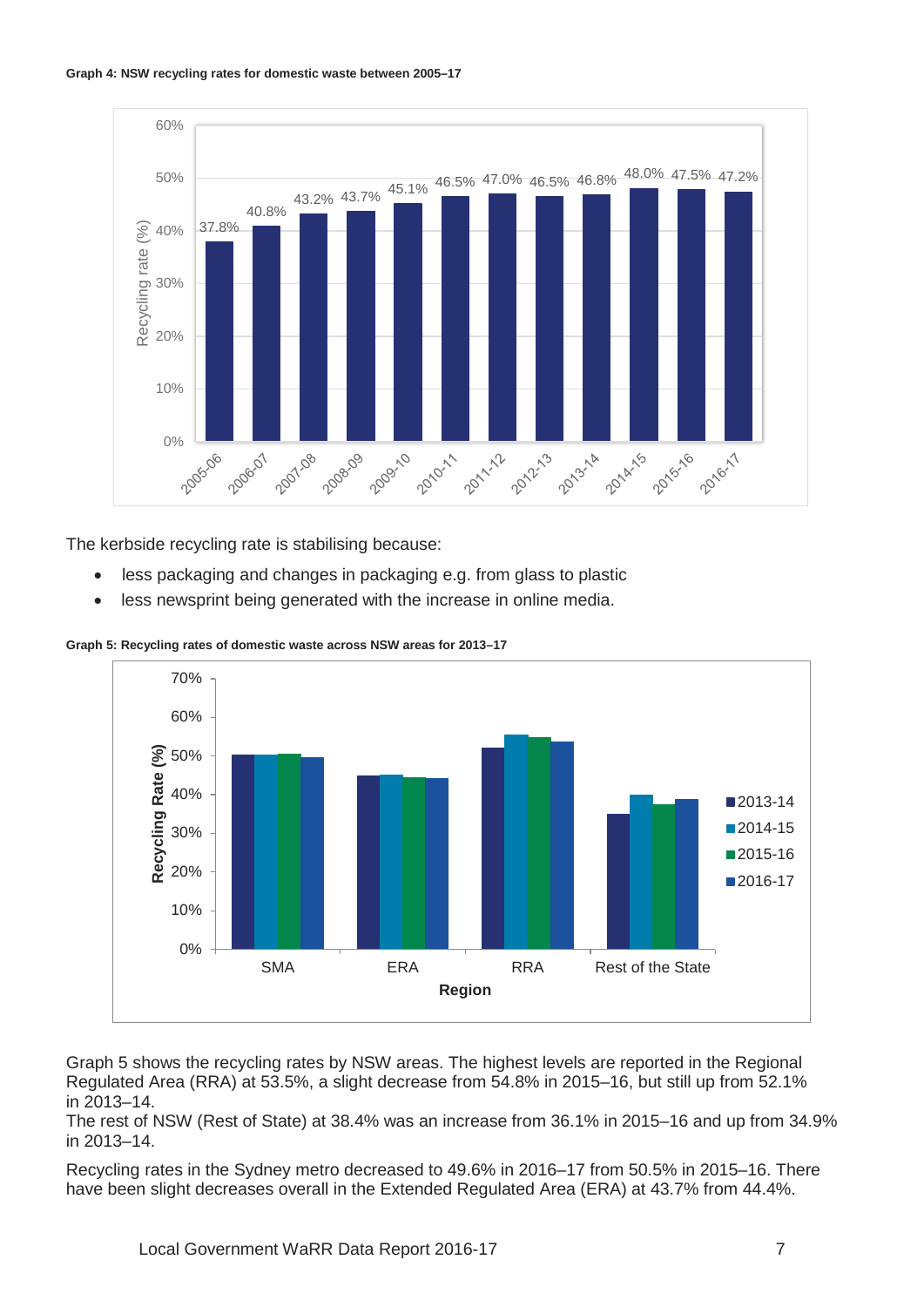**Graph 4: NSW recycling rates for domestic waste between 2005–17**

**Graph 5: Recycling rates of domestic waste across NSW areas for 2013–17**

The kerbside recycling rate is stabilising because:

- less packaging and changes in packaging e.g. from glass to plastic
- less newsprint being generated with the increase in online media.

Graph 5 shows the recycling rates by NSW areas. The highest levels are reported in the Regional Regulated Area (RRA) at 53.5%, a slight decrease from 54.8% in 2015–16, but still up from 52.1% in 2013–14.
The rest of NSW (Rest of State) at 38.4% was an increase from 36.1% in 2015–16 and up from 34.9% in 2013–14.

Recycling rates in the Sydney metro decreased to 49.6% in 2016–17 from 50.5% in 2015–16. There have been slight decreases overall in the Extended Regulated Area (ERA) at 43.7% from 44.4%.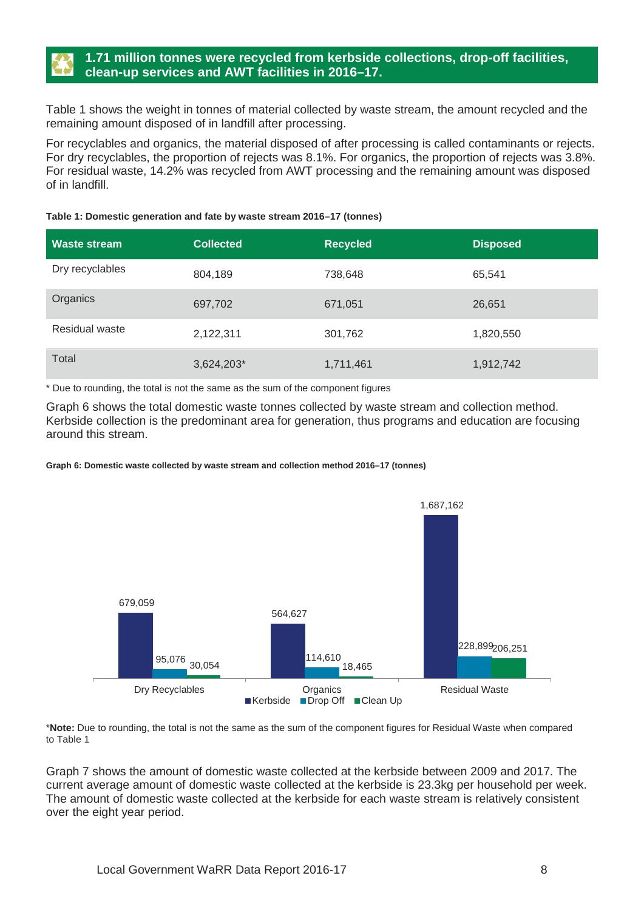## 1.71 million tonnes were recycled from kerbside collections, drop-off facilities, clean-up services and AWT facilities in 2016–17.

Table 1 shows the weight in tonnes of material collected by waste stream, the amount recycled and the remaining amount disposed of in landfill after processing.

For recyclables and organics, the material disposed of after processing is called contaminants or rejects. For dry recyclables, the proportion of rejects was 8.1%. For organics, the proportion of rejects was 3.8%. For residual waste, 14.2% was recycled from AWT processing and the remaining amount was disposed of in landfill.

**Table 1: Domestic generation and fate by waste stream 2016–17 (tonnes)**

| Waste stream | Collected | Recycled | Disposed |
|---|---|---|---|
| Dry recyclables | 804,189 | 738,648 | 65,541 |
| Organics | 697,702 | 671,051 | 26,651 |
| Residual waste | 2,122,311 | 301,762 | 1,820,550 |
| Total | 3,624,203* | 1,711,461 | 1,912,742 |

* Due to rounding, the total is not the same as the sum of the component figures

Graph 6 shows the total domestic waste tonnes collected by waste stream and collection method. Kerbside collection is the predominant area for generation, thus programs and education are focusing around this stream.

**Graph 6: Domestic waste collected by waste stream and collection method 2016–17 (tonnes)**

| | Kerbside | Drop Off | Clean Up |
|---|---|---|---|
| Dry Recyclables | 679,059 | 95,076 | 30,054 |
| Organics | 564,627 | 114,610 | 18,465 |
| Residual Waste | 1,687,162 | 228,899 | 206,251 |

***Note:** Due to rounding, the total is not the same as the sum of the component figures for Residual Waste when compared to Table 1

Graph 7 shows the amount of domestic waste collected at the kerbside between 2009 and 2017. The current average amount of domestic waste collected at the kerbside is 23.3kg per household per week. The amount of domestic waste collected at the kerbside for each waste stream is relatively consistent over the eight year period.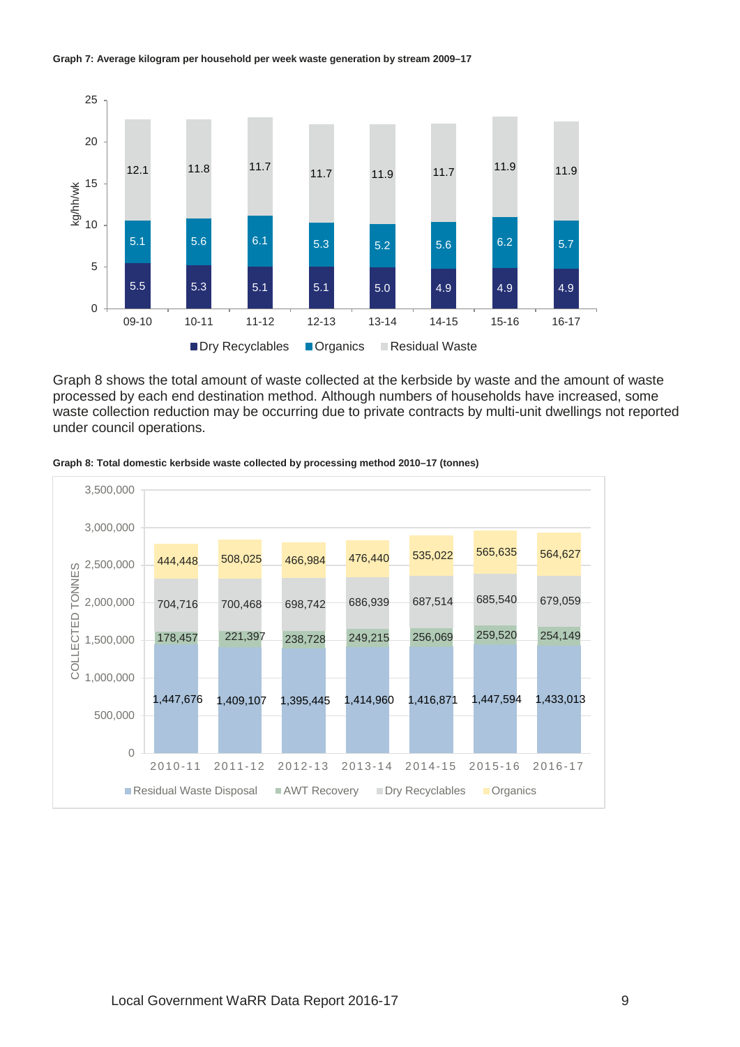**Graph 7: Average kilogram per household per week waste generation by stream 2009–17**

| Year | Dry Recyclables | Organics | Residual Waste |
|---|---|---|---|
| 09-10 | 5.5 | 5.1 | 12.1 |
| 10-11 | 5.3 | 5.6 | 11.8 |
| 11-12 | 5.1 | 6.1 | 11.7 |
| 12-13 | 5.1 | 5.3 | 11.7 |
| 13-14 | 5.0 | 5.2 | 11.9 |
| 14-15 | 4.9 | 5.6 | 11.7 |
| 15-16 | 4.9 | 6.2 | 11.9 |
| 16-17 | 4.9 | 5.7 | 11.9 |

Graph 8 shows the total amount of waste collected at the kerbside by waste and the amount of waste processed by each end destination method. Although numbers of households have increased, some waste collection reduction may be occurring due to private contracts by multi-unit dwellings not reported under council operations.

**Graph 8: Total domestic kerbside waste collected by processing method 2010–17 (tonnes)**

| Year | Residual Waste Disposal | AWT Recovery | Dry Recyclables | Organics |
|---|---|---|---|---|
| 2010-11 | 1,447,676 | 178,457 | 704,716 | 444,448 |
| 2011-12 | 1,409,107 | 221,397 | 700,468 | 508,025 |
| 2012-13 | 1,395,445 | 238,728 | 698,742 | 466,984 |
| 2013-14 | 1,414,960 | 249,215 | 686,939 | 476,440 |
| 2014-15 | 1,416,871 | 256,069 | 687,514 | 535,022 |
| 2015-16 | 1,447,594 | 259,520 | 685,540 | 565,635 |
| 2016-17 | 1,433,013 | 254,149 | 679,059 | 564,627 |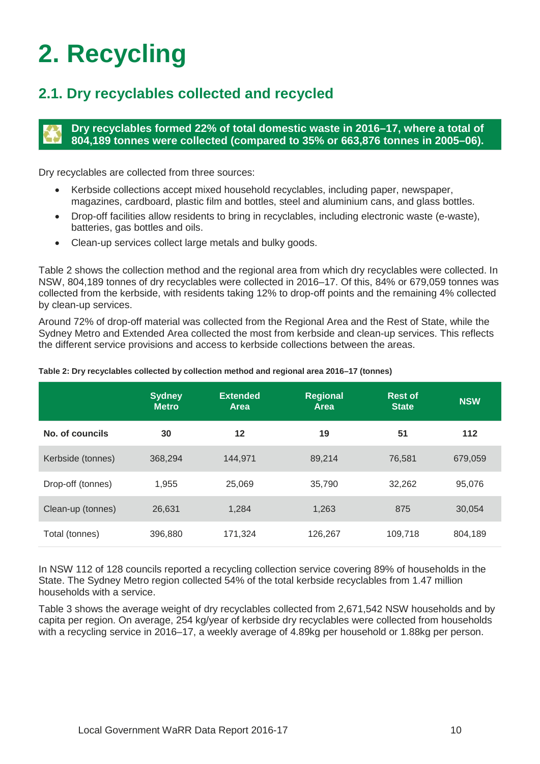# 2. Recycling

## 2.1. Dry recyclables collected and recycled

**Dry recyclables formed 22% of total domestic waste in 2016–17, where a total of 804,189 tonnes were collected (compared to 35% or 663,876 tonnes in 2005–06).**

Dry recyclables are collected from three sources:

- Kerbside collections accept mixed household recyclables, including paper, newspaper, magazines, cardboard, plastic film and bottles, steel and aluminium cans, and glass bottles.
- Drop-off facilities allow residents to bring in recyclables, including electronic waste (e-waste), batteries, gas bottles and oils.
- Clean-up services collect large metals and bulky goods.

Table 2 shows the collection method and the regional area from which dry recyclables were collected. In NSW, 804,189 tonnes of dry recyclables were collected in 2016–17. Of this, 84% or 679,059 tonnes was collected from the kerbside, with residents taking 12% to drop-off points and the remaining 4% collected by clean-up services.

Around 72% of drop-off material was collected from the Regional Area and the Rest of State, while the Sydney Metro and Extended Area collected the most from kerbside and clean-up services. This reflects the different service provisions and access to kerbside collections between the areas.

**Table 2: Dry recyclables collected by collection method and regional area 2016–17 (tonnes)**

| | Sydney Metro | Extended Area | Regional Area | Rest of State | NSW |
|---|---|---|---|---|---|
| **No. of councils** | **30** | **12** | **19** | **51** | **112** |
| Kerbside (tonnes) | 368,294 | 144,971 | 89,214 | 76,581 | 679,059 |
| Drop-off (tonnes) | 1,955 | 25,069 | 35,790 | 32,262 | 95,076 |
| Clean-up (tonnes) | 26,631 | 1,284 | 1,263 | 875 | 30,054 |
| Total (tonnes) | 396,880 | 171,324 | 126,267 | 109,718 | 804,189 |

In NSW 112 of 128 councils reported a recycling collection service covering 89% of households in the State. The Sydney Metro region collected 54% of the total kerbside recyclables from 1.47 million households with a service.

Table 3 shows the average weight of dry recyclables collected from 2,671,542 NSW households and by capita per region. On average, 254 kg/year of kerbside dry recyclables were collected from households with a recycling service in 2016–17, a weekly average of 4.89kg per household or 1.88kg per person.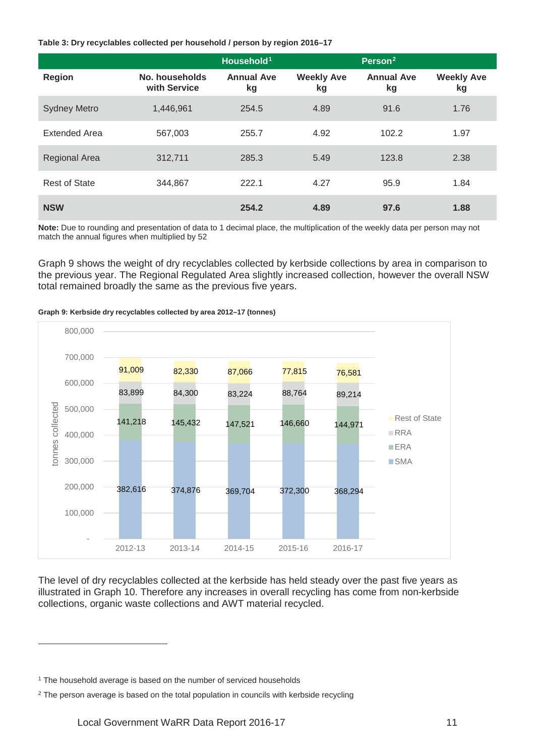**Table 3: Dry recyclables collected per household / person by region 2016–17**

| Region | Household[1] | | | Person[2] | |
|---|---|---|---|---|---|
| | No. households with Service | Annual Ave kg | Weekly Ave kg | Annual Ave kg | Weekly Ave kg |
| Sydney Metro | 1,446,961 | 254.5 | 4.89 | 91.6 | 1.76 |
| Extended Area | 567,003 | 255.7 | 4.92 | 102.2 | 1.97 |
| Regional Area | 312,711 | 285.3 | 5.49 | 123.8 | 2.38 |
| Rest of State | 344,867 | 222.1 | 4.27 | 95.9 | 1.84 |
| **NSW** | | **254.2** | **4.89** | **97.6** | **1.88** |

**Note:** Due to rounding and presentation of data to 1 decimal place, the multiplication of the weekly data per person may not match the annual figures when multiplied by 52

Graph 9 shows the weight of dry recyclables collected by kerbside collections by area in comparison to the previous year. The Regional Regulated Area slightly increased collection, however the overall NSW total remained broadly the same as the previous five years.

**Graph 9: Kerbside dry recyclables collected by area 2012–17 (tonnes)**

| tonnes collected | 2012-13 | 2013-14 | 2014-15 | 2015-16 | 2016-17 |
|---|---|---|---|---|---|
| Rest of State | 91,009 | 82,330 | 87,066 | 77,815 | 76,581 |
| RRA | 83,899 | 84,300 | 83,224 | 88,764 | 89,214 |
| ERA | 141,218 | 145,432 | 147,521 | 146,660 | 144,971 |
| SMA | 382,616 | 374,876 | 369,704 | 372,300 | 368,294 |

The level of dry recyclables collected at the kerbside has held steady over the past five years as illustrated in Graph 10. Therefore any increases in overall recycling has come from non-kerbside collections, organic waste collections and AWT material recycled.

[1] The household average is based on the number of serviced households

[2] The person average is based on the total population in councils with kerbside recycling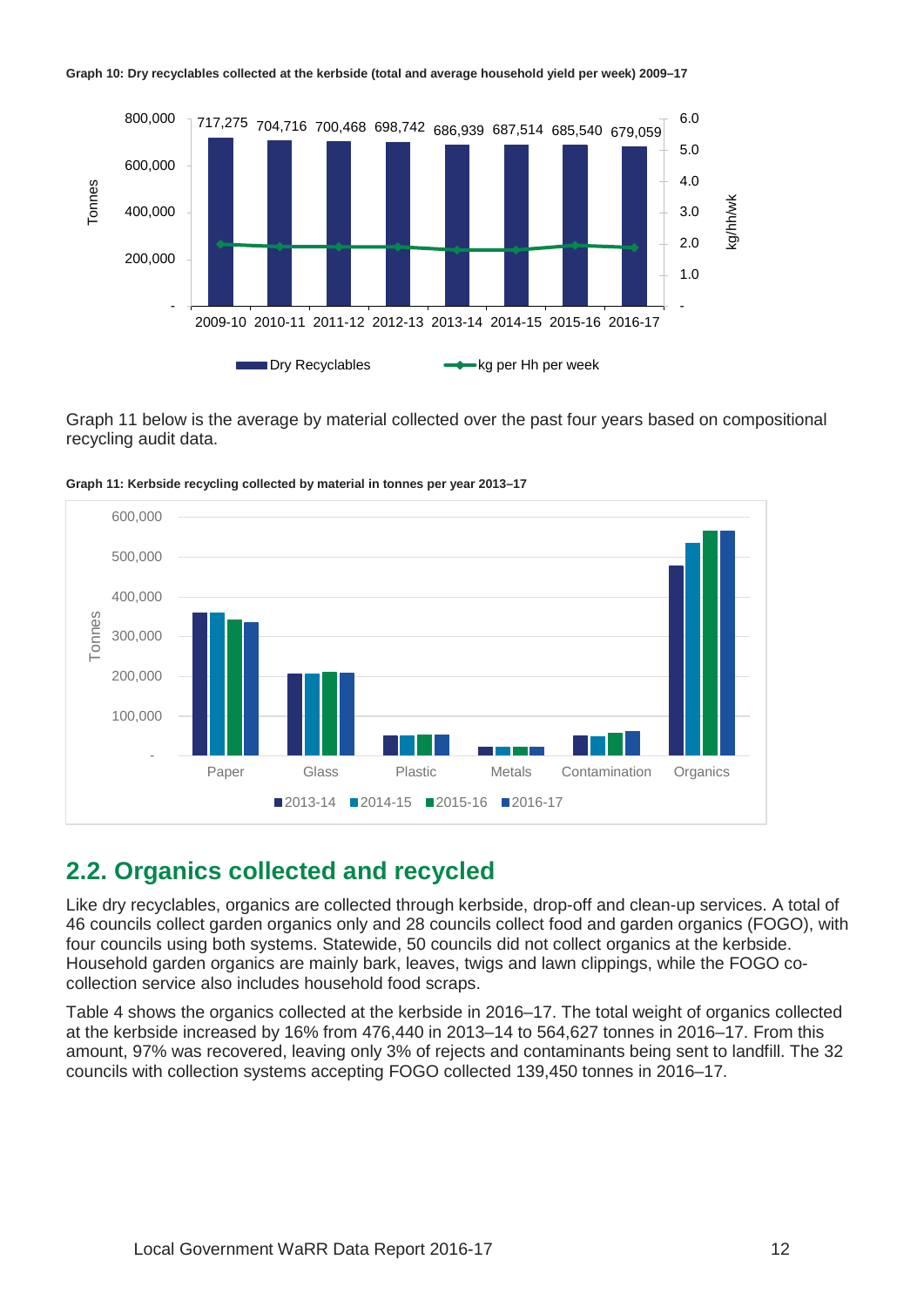**Graph 10: Dry recyclables collected at the kerbside (total and average household yield per week) 2009–17**

| | 2009-10 | 2010-11 | 2011-12 | 2012-13 | 2013-14 | 2014-15 | 2015-16 | 2016-17 |
|---|---|---|---|---|---|---|---|---|
| Dry Recyclables (Tonnes) | 717,275 | 704,716 | 700,468 | 698,742 | 686,939 | 687,514 | 685,540 | 679,059 |

Graph 11 below is the average by material collected over the past four years based on compositional recycling audit data.

**Graph 11: Kerbside recycling collected by material in tonnes per year 2013–17**

## 2.2. Organics collected and recycled

Like dry recyclables, organics are collected through kerbside, drop-off and clean-up services. A total of 46 councils collect garden organics only and 28 councils collect food and garden organics (FOGO), with four councils using both systems. Statewide, 50 councils did not collect organics at the kerbside. Household garden organics are mainly bark, leaves, twigs and lawn clippings, while the FOGO co-collection service also includes household food scraps.

Table 4 shows the organics collected at the kerbside in 2016–17. The total weight of organics collected at the kerbside increased by 16% from 476,440 in 2013–14 to 564,627 tonnes in 2016–17. From this amount, 97% was recovered, leaving only 3% of rejects and contaminants being sent to landfill. The 32 councils with collection systems accepting FOGO collected 139,450 tonnes in 2016–17.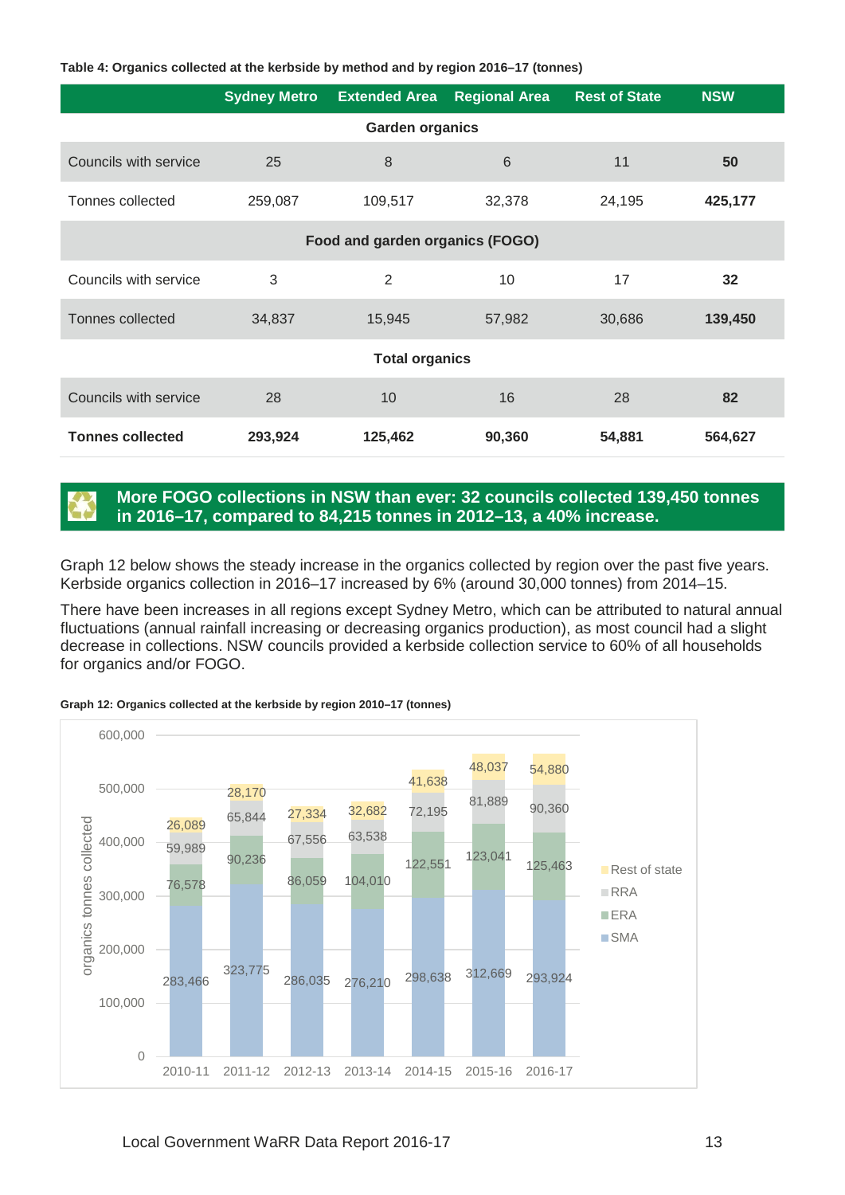**Table 4: Organics collected at the kerbside by method and by region 2016–17 (tonnes)**

| | Sydney Metro | Extended Area | Regional Area | Rest of State | NSW |
|---|---|---|---|---|---|
| **Garden organics** | | | | | |
| Councils with service | 25 | 8 | 6 | 11 | **50** |
| Tonnes collected | 259,087 | 109,517 | 32,378 | 24,195 | **425,177** |
| **Food and garden organics (FOGO)** | | | | | |
| Councils with service | 3 | 2 | 10 | 17 | **32** |
| Tonnes collected | 34,837 | 15,945 | 57,982 | 30,686 | **139,450** |
| **Total organics** | | | | | |
| Councils with service | 28 | 10 | 16 | 28 | **82** |
| **Tonnes collected** | **293,924** | **125,462** | **90,360** | **54,881** | **564,627** |

**More FOGO collections in NSW than ever: 32 councils collected 139,450 tonnes in 2016–17, compared to 84,215 tonnes in 2012–13, a 40% increase.**

Graph 12 below shows the steady increase in the organics collected by region over the past five years. Kerbside organics collection in 2016–17 increased by 6% (around 30,000 tonnes) from 2014–15.

There have been increases in all regions except Sydney Metro, which can be attributed to natural annual fluctuations (annual rainfall increasing or decreasing organics production), as most council had a slight decrease in collections. NSW councils provided a kerbside collection service to 60% of all households for organics and/or FOGO.

**Graph 12: Organics collected at the kerbside by region 2010–17 (tonnes)**

| | SMA | ERA | RRA | Rest of state |
|---|---|---|---|---|
| 2010-11 | 283,466 | 76,578 | 59,989 | 26,089 |
| 2011-12 | 323,775 | 90,236 | 65,844 | 28,170 |
| 2012-13 | 286,035 | 86,059 | 67,556 | 27,334 |
| 2013-14 | 276,210 | 104,010 | 63,538 | 32,682 |
| 2014-15 | 298,638 | 122,551 | 72,195 | 41,638 |
| 2015-16 | 312,669 | 123,041 | 81,889 | 48,037 |
| 2016-17 | 293,924 | 125,463 | 90,360 | 54,880 |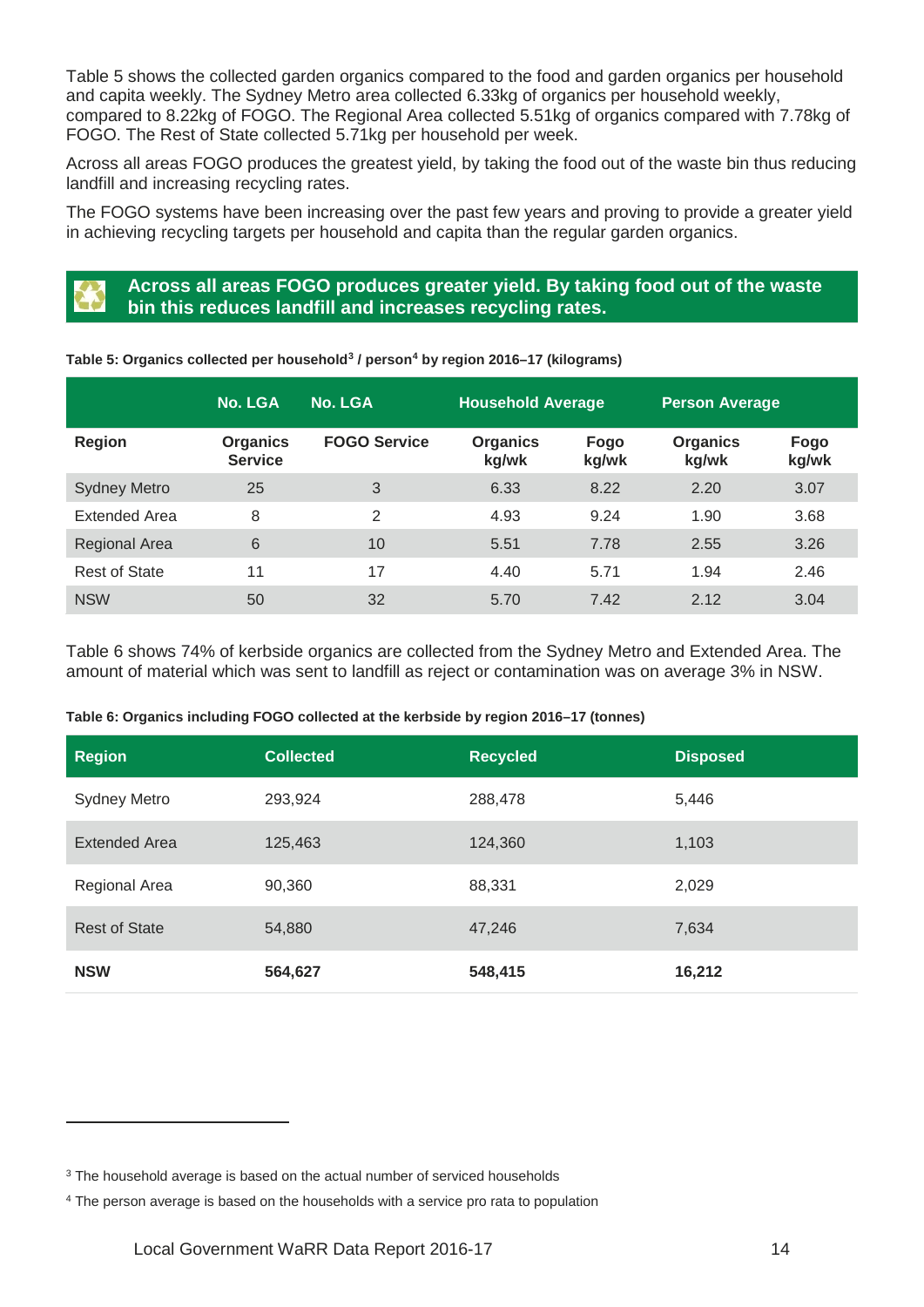Table 5 shows the collected garden organics compared to the food and garden organics per household and capita weekly. The Sydney Metro area collected 6.33kg of organics per household weekly, compared to 8.22kg of FOGO. The Regional Area collected 5.51kg of organics compared with 7.78kg of FOGO. The Rest of State collected 5.71kg per household per week.

Across all areas FOGO produces the greatest yield, by taking the food out of the waste bin thus reducing landfill and increasing recycling rates.

The FOGO systems have been increasing over the past few years and proving to provide a greater yield in achieving recycling targets per household and capita than the regular garden organics.

**Across all areas FOGO produces greater yield. By taking food out of the waste bin this reduces landfill and increases recycling rates.**

**Table 5: Organics collected per household[3] / person[4] by region 2016–17 (kilograms)**

| | No. LGA | No. LGA | Household Average | | Person Average | |
|---|---|---|---|---|---|---|
| **Region** | **Organics Service** | **FOGO Service** | **Organics kg/wk** | **Fogo kg/wk** | **Organics kg/wk** | **Fogo kg/wk** |
| Sydney Metro | 25 | 3 | 6.33 | 8.22 | 2.20 | 3.07 |
| Extended Area | 8 | 2 | 4.93 | 9.24 | 1.90 | 3.68 |
| Regional Area | 6 | 10 | 5.51 | 7.78 | 2.55 | 3.26 |
| Rest of State | 11 | 17 | 4.40 | 5.71 | 1.94 | 2.46 |
| NSW | 50 | 32 | 5.70 | 7.42 | 2.12 | 3.04 |

Table 6 shows 74% of kerbside organics are collected from the Sydney Metro and Extended Area. The amount of material which was sent to landfill as reject or contamination was on average 3% in NSW.

**Table 6: Organics including FOGO collected at the kerbside by region 2016–17 (tonnes)**

| Region | Collected | Recycled | Disposed |
|---|---|---|---|
| Sydney Metro | 293,924 | 288,478 | 5,446 |
| Extended Area | 125,463 | 124,360 | 1,103 |
| Regional Area | 90,360 | 88,331 | 2,029 |
| Rest of State | 54,880 | 47,246 | 7,634 |
| **NSW** | **564,627** | **548,415** | **16,212** |

[3] The household average is based on the actual number of serviced households

[4] The person average is based on the households with a service pro rata to population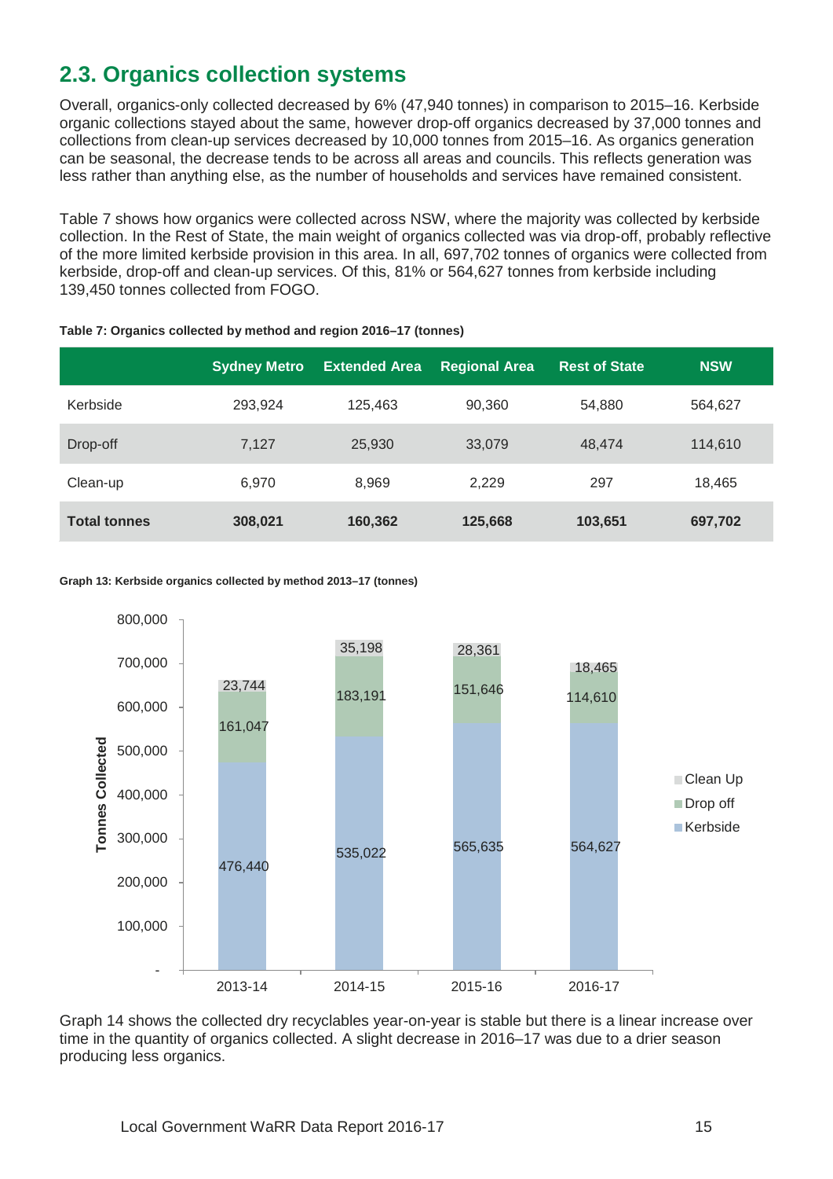## 2.3. Organics collection systems

Overall, organics-only collected decreased by 6% (47,940 tonnes) in comparison to 2015–16. Kerbside organic collections stayed about the same, however drop-off organics decreased by 37,000 tonnes and collections from clean-up services decreased by 10,000 tonnes from 2015–16. As organics generation can be seasonal, the decrease tends to be across all areas and councils. This reflects generation was less rather than anything else, as the number of households and services have remained consistent.

Table 7 shows how organics were collected across NSW, where the majority was collected by kerbside collection. In the Rest of State, the main weight of organics collected was via drop-off, probably reflective of the more limited kerbside provision in this area. In all, 697,702 tonnes of organics were collected from kerbside, drop-off and clean-up services. Of this, 81% or 564,627 tonnes from kerbside including 139,450 tonnes collected from FOGO.

**Table 7: Organics collected by method and region 2016–17 (tonnes)**

| | Sydney Metro | Extended Area | Regional Area | Rest of State | NSW |
|---|---|---|---|---|---|
| Kerbside | 293,924 | 125,463 | 90,360 | 54,880 | 564,627 |
| Drop-off | 7,127 | 25,930 | 33,079 | 48,474 | 114,610 |
| Clean-up | 6,970 | 8,969 | 2,229 | 297 | 18,465 |
| **Total tonnes** | **308,021** | **160,362** | **125,668** | **103,651** | **697,702** |

**Graph 13: Kerbside organics collected by method 2013–17 (tonnes)**

| Year | Kerbside | Drop off | Clean Up |
|---|---|---|---|
| 2013-14 | 476,440 | 161,047 | 23,744 |
| 2014-15 | 535,022 | 183,191 | 35,198 |
| 2015-16 | 565,635 | 151,646 | 28,361 |
| 2016-17 | 564,627 | 114,610 | 18,465 |

Graph 14 shows the collected dry recyclables year-on-year is stable but there is a linear increase over time in the quantity of organics collected. A slight decrease in 2016–17 was due to a drier season producing less organics.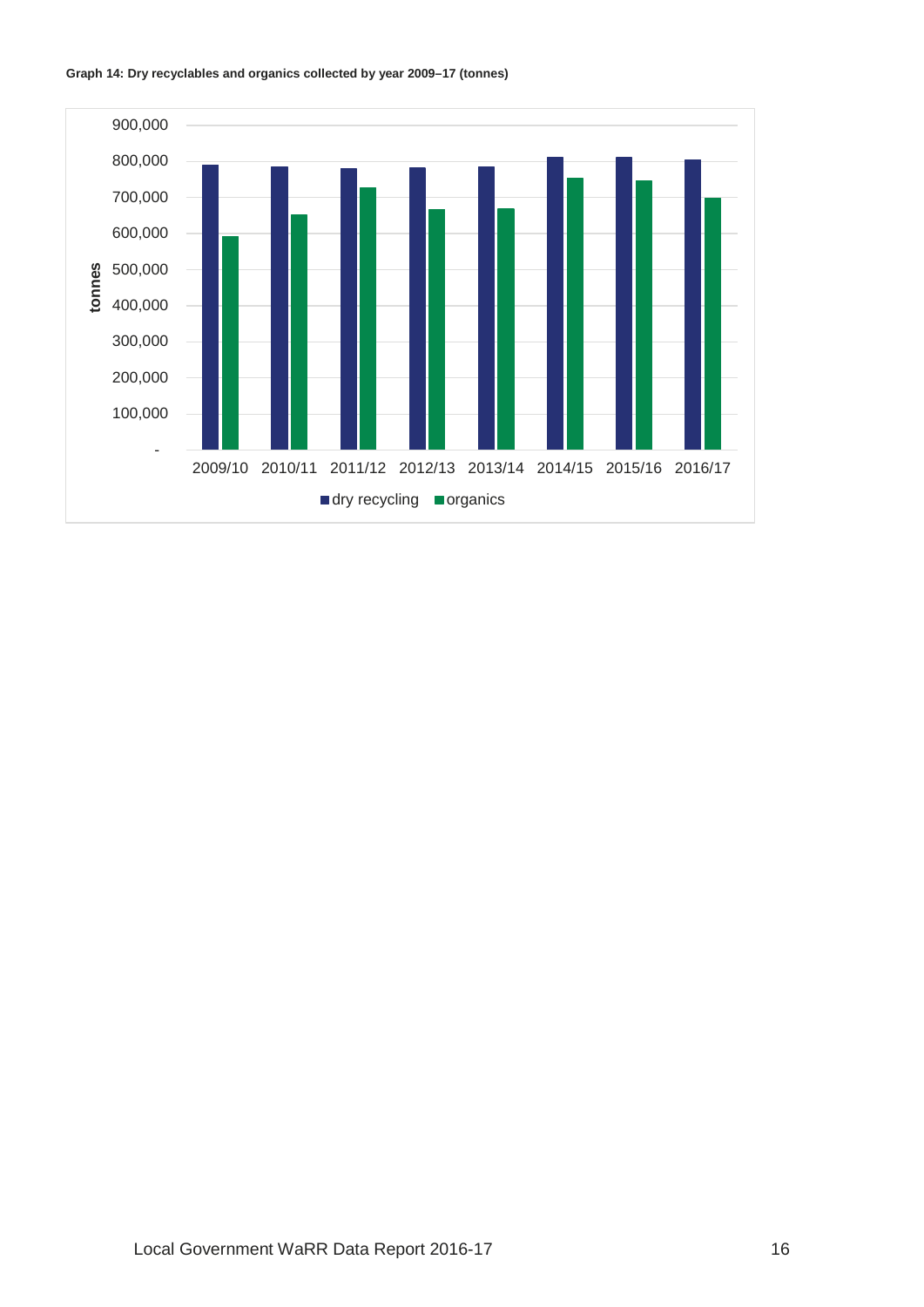**Graph 14: Dry recyclables and organics collected by year 2009–17 (tonnes)**

| Year | dry recycling | organics |
|---|---|---|
| 2009/10 | | |
| 2010/11 | | |
| 2011/12 | | |
| 2012/13 | | |
| 2013/14 | | |
| 2014/15 | | |
| 2015/16 | | |
| 2016/17 | | |

tonnes: 900,000; 800,000; 700,000; 600,000; 500,000; 400,000; 300,000; 200,000; 100,000; -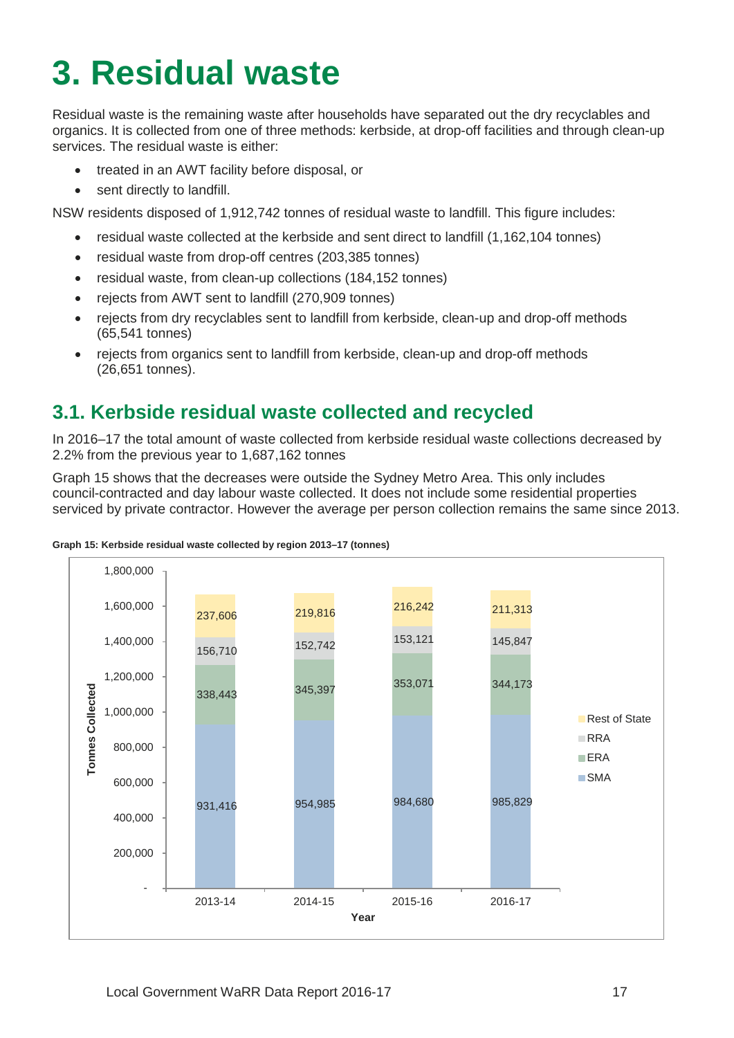# 3. Residual waste

Residual waste is the remaining waste after households have separated out the dry recyclables and organics. It is collected from one of three methods: kerbside, at drop-off facilities and through clean-up services. The residual waste is either:

- treated in an AWT facility before disposal, or
- sent directly to landfill.

NSW residents disposed of 1,912,742 tonnes of residual waste to landfill. This figure includes:

- residual waste collected at the kerbside and sent direct to landfill (1,162,104 tonnes)
- residual waste from drop-off centres (203,385 tonnes)
- residual waste, from clean-up collections (184,152 tonnes)
- rejects from AWT sent to landfill (270,909 tonnes)
- rejects from dry recyclables sent to landfill from kerbside, clean-up and drop-off methods (65,541 tonnes)
- rejects from organics sent to landfill from kerbside, clean-up and drop-off methods (26,651 tonnes).

## 3.1. Kerbside residual waste collected and recycled

In 2016–17 the total amount of waste collected from kerbside residual waste collections decreased by 2.2% from the previous year to 1,687,162 tonnes

Graph 15 shows that the decreases were outside the Sydney Metro Area. This only includes council-contracted and day labour waste collected. It does not include some residential properties serviced by private contractor. However the average per person collection remains the same since 2013.

**Graph 15: Kerbside residual waste collected by region 2013–17 (tonnes)**

| Year | SMA | ERA | RRA | Rest of State |
|---|---|---|---|---|
| 2013-14 | 931,416 | 338,443 | 156,710 | 237,606 |
| 2014-15 | 954,985 | 345,397 | 152,742 | 219,816 |
| 2015-16 | 984,680 | 353,071 | 153,121 | 216,242 |
| 2016-17 | 985,829 | 344,173 | 145,847 | 211,313 |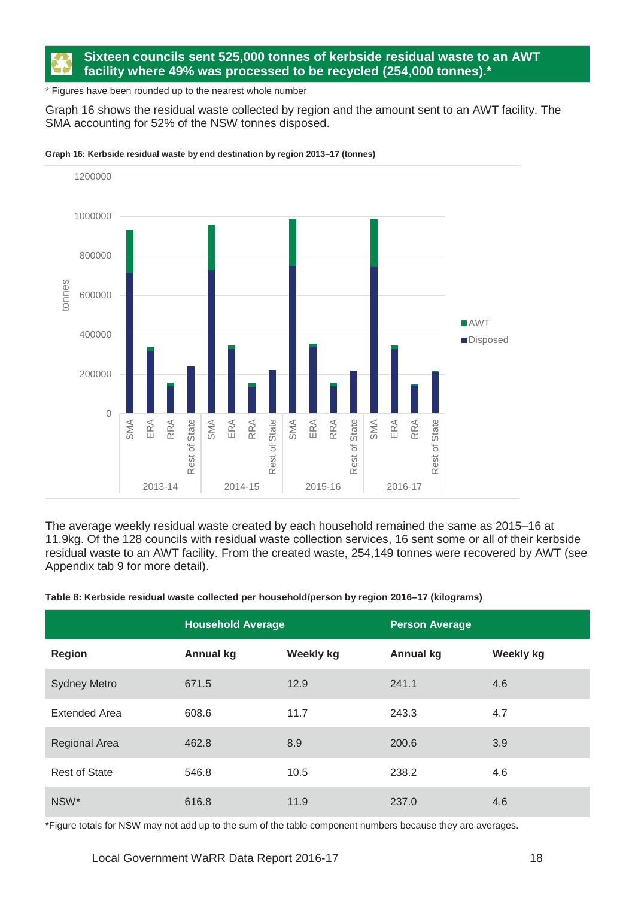**Sixteen councils sent 525,000 tonnes of kerbside residual waste to an AWT facility where 49% was processed to be recycled (254,000 tonnes).***

* Figures have been rounded up to the nearest whole number

Graph 16 shows the residual waste collected by region and the amount sent to an AWT facility. The SMA accounting for 52% of the NSW tonnes disposed.

**Graph 16: Kerbside residual waste by end destination by region 2013–17 (tonnes)**

The average weekly residual waste created by each household remained the same as 2015–16 at 11.9kg. Of the 128 councils with residual waste collection services, 16 sent some or all of their kerbside residual waste to an AWT facility. From the created waste, 254,149 tonnes were recovered by AWT (see Appendix tab 9 for more detail).

**Table 8: Kerbside residual waste collected per household/person by region 2016–17 (kilograms)**

| | Household Average | | Person Average | |
|---|---|---|---|---|
| **Region** | **Annual kg** | **Weekly kg** | **Annual kg** | **Weekly kg** |
| Sydney Metro | 671.5 | 12.9 | 241.1 | 4.6 |
| Extended Area | 608.6 | 11.7 | 243.3 | 4.7 |
| Regional Area | 462.8 | 8.9 | 200.6 | 3.9 |
| Rest of State | 546.8 | 10.5 | 238.2 | 4.6 |
| NSW* | 616.8 | 11.9 | 237.0 | 4.6 |

*Figure totals for NSW may not add up to the sum of the table component numbers because they are averages.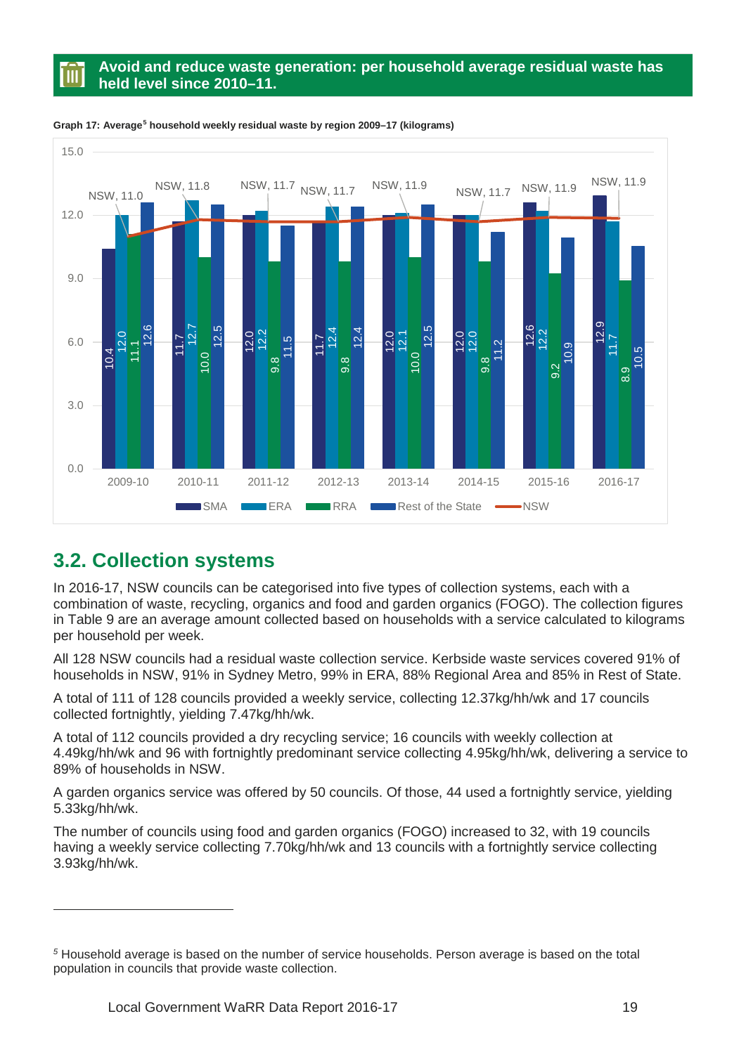**Avoid and reduce waste generation: per household average residual waste has held level since 2010–11.**

**Graph 17: Average[5] household weekly residual waste by region 2009–17 (kilograms)**

| Year | SMA | ERA | RRA | Rest of the State | NSW |
|---|---|---|---|---|---|
| 2009-10 | 10.4 | 12.0 | 11.1 | 12.6 | 11.0 |
| 2010-11 | 11.7 | 12.7 | 10.0 | 12.5 | 11.8 |
| 2011-12 | 12.0 | 12.2 | 9.8 | 11.5 | 11.7 |
| 2012-13 | 11.7 | 12.4 | 9.8 | 12.4 | 11.7 |
| 2013-14 | 12.0 | 12.1 | 10.0 | 12.5 | 11.9 |
| 2014-15 | 12.0 | 12.0 | 9.8 | 11.2 | 11.7 |
| 2015-16 | 12.6 | 12.2 | 9.2 | 10.9 | 11.9 |
| 2016-17 | 12.9 | 11.7 | 8.9 | 10.5 | 11.9 |

## 3.2. Collection systems

In 2016-17, NSW councils can be categorised into five types of collection systems, each with a combination of waste, recycling, organics and food and garden organics (FOGO). The collection figures in Table 9 are an average amount collected based on households with a service calculated to kilograms per household per week.

All 128 NSW councils had a residual waste collection service. Kerbside waste services covered 91% of households in NSW, 91% in Sydney Metro, 99% in ERA, 88% Regional Area and 85% in Rest of State.

A total of 111 of 128 councils provided a weekly service, collecting 12.37kg/hh/wk and 17 councils collected fortnightly, yielding 7.47kg/hh/wk.

A total of 112 councils provided a dry recycling service; 16 councils with weekly collection at 4.49kg/hh/wk and 96 with fortnightly predominant service collecting 4.95kg/hh/wk, delivering a service to 89% of households in NSW.

A garden organics service was offered by 50 councils. Of those, 44 used a fortnightly service, yielding 5.33kg/hh/wk.

The number of councils using food and garden organics (FOGO) increased to 32, with 19 councils having a weekly service collecting 7.70kg/hh/wk and 13 councils with a fortnightly service collecting 3.93kg/hh/wk.

---

[5] Household average is based on the number of service households. Person average is based on the total population in councils that provide waste collection.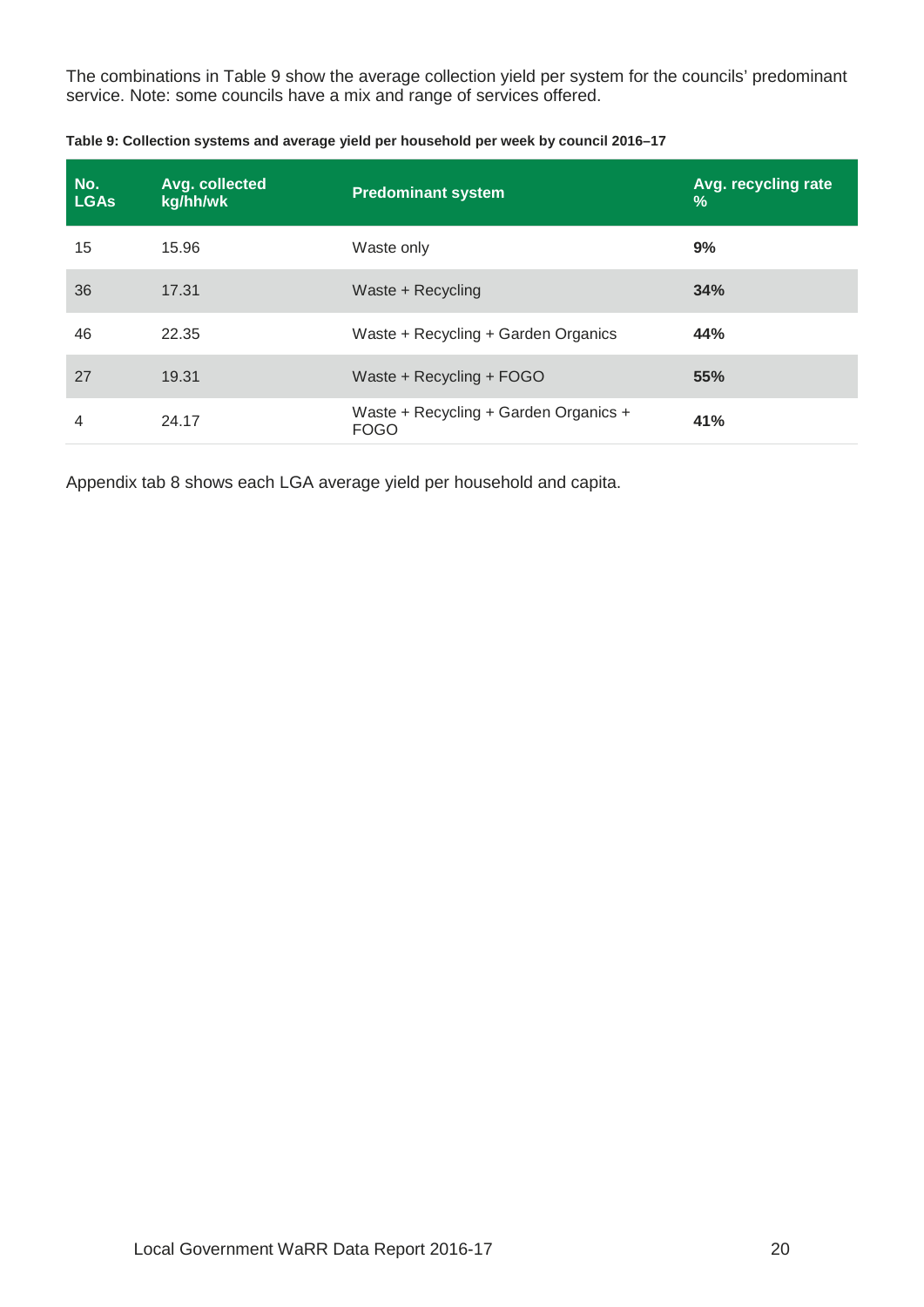The combinations in Table 9 show the average collection yield per system for the councils' predominant service. Note: some councils have a mix and range of services offered.

**Table 9: Collection systems and average yield per household per week by council 2016–17**

| No. LGAs | Avg. collected kg/hh/wk | Predominant system | Avg. recycling rate % |
|---|---|---|---|
| 15 | 15.96 | Waste only | **9%** |
| 36 | 17.31 | Waste + Recycling | **34%** |
| 46 | 22.35 | Waste + Recycling + Garden Organics | **44%** |
| 27 | 19.31 | Waste + Recycling + FOGO | **55%** |
| 4 | 24.17 | Waste + Recycling + Garden Organics + FOGO | **41%** |

Appendix tab 8 shows each LGA average yield per household and capita.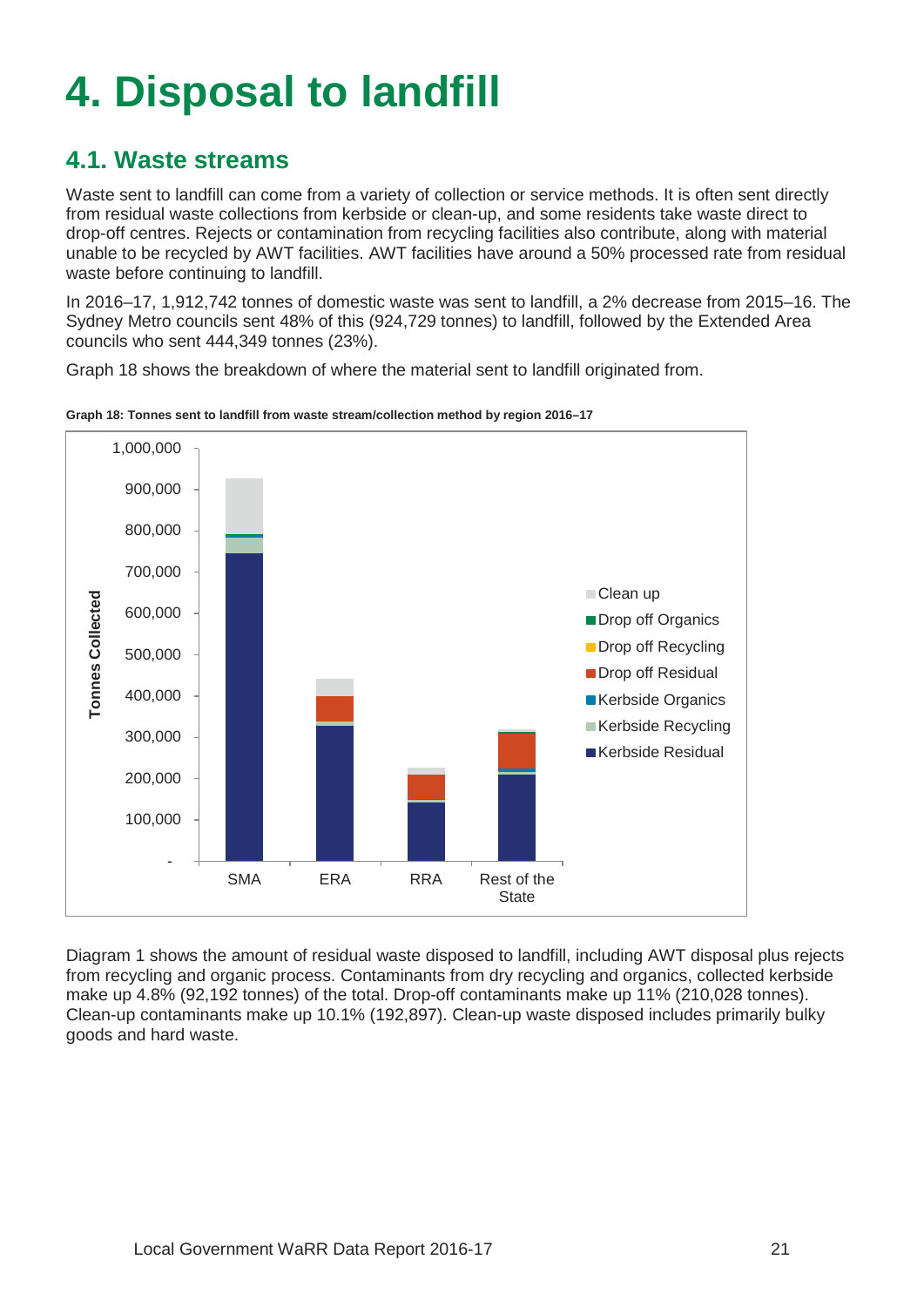# 4. Disposal to landfill

## 4.1. Waste streams

Waste sent to landfill can come from a variety of collection or service methods. It is often sent directly from residual waste collections from kerbside or clean-up, and some residents take waste direct to drop-off centres. Rejects or contamination from recycling facilities also contribute, along with material unable to be recycled by AWT facilities. AWT facilities have around a 50% processed rate from residual waste before continuing to landfill.

In 2016–17, 1,912,742 tonnes of domestic waste was sent to landfill, a 2% decrease from 2015–16. The Sydney Metro councils sent 48% of this (924,729 tonnes) to landfill, followed by the Extended Area councils who sent 444,349 tonnes (23%).

Graph 18 shows the breakdown of where the material sent to landfill originated from.

**Graph 18: Tonnes sent to landfill from waste stream/collection method by region 2016–17**

Diagram 1 shows the amount of residual waste disposed to landfill, including AWT disposal plus rejects from recycling and organic process. Contaminants from dry recycling and organics, collected kerbside make up 4.8% (92,192 tonnes) of the total. Drop-off contaminants make up 11% (210,028 tonnes). Clean-up contaminants make up 10.1% (192,897). Clean-up waste disposed includes primarily bulky goods and hard waste.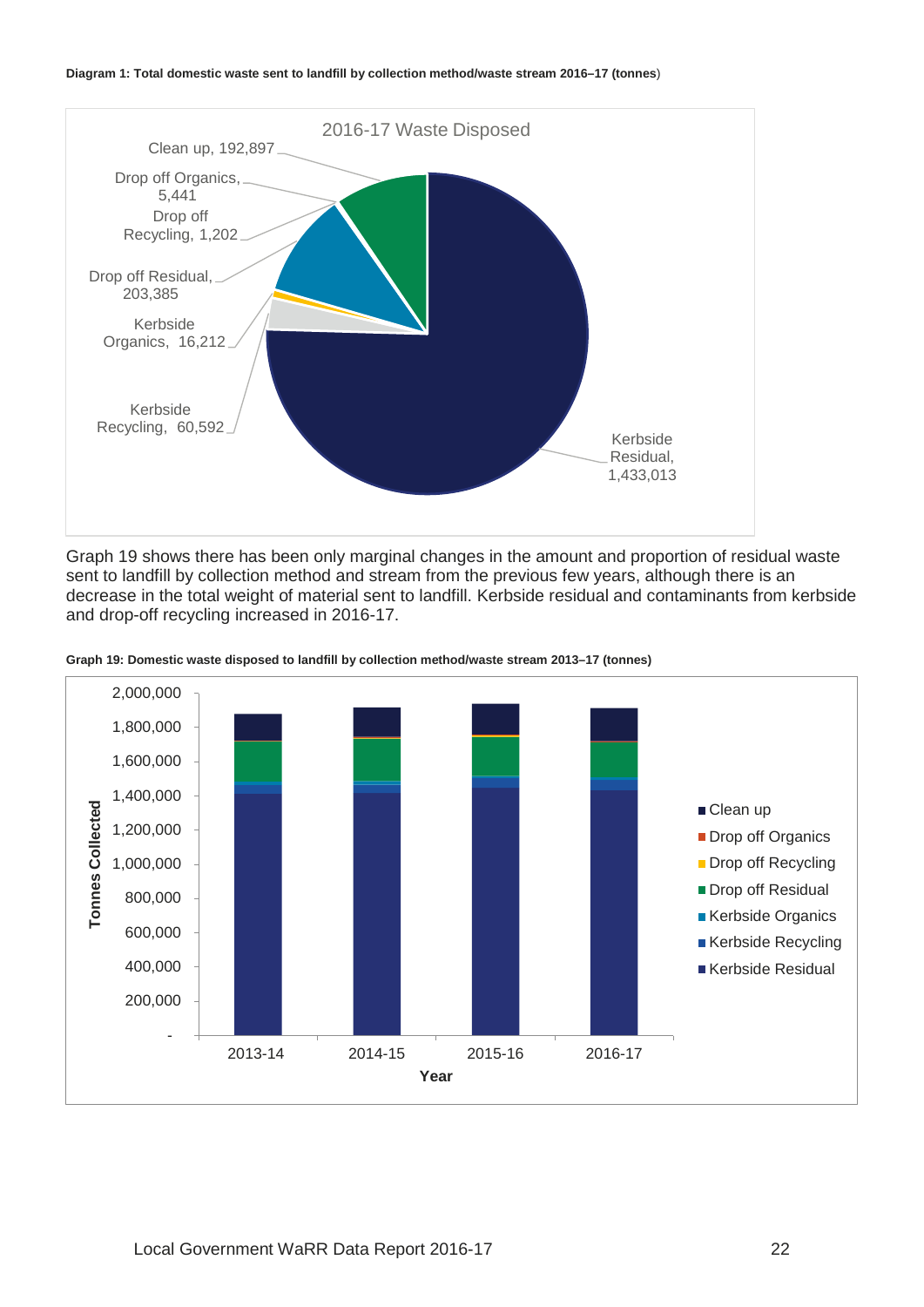**Diagram 1: Total domestic waste sent to landfill by collection method/waste stream 2016–17 (tonnes)**

2016-17 Waste Disposed

| Collection method/waste stream | Tonnes |
|---|---|
| Kerbside Residual | 1,433,013 |
| Kerbside Recycling | 60,592 |
| Kerbside Organics | 16,212 |
| Drop off Residual | 203,385 |
| Drop off Recycling | 1,202 |
| Drop off Organics | 5,441 |
| Clean up | 192,897 |

Graph 19 shows there has been only marginal changes in the amount and proportion of residual waste sent to landfill by collection method and stream from the previous few years, although there is an decrease in the total weight of material sent to landfill. Kerbside residual and contaminants from kerbside and drop-off recycling increased in 2016-17.

**Graph 19: Domestic waste disposed to landfill by collection method/waste stream 2013–17 (tonnes)**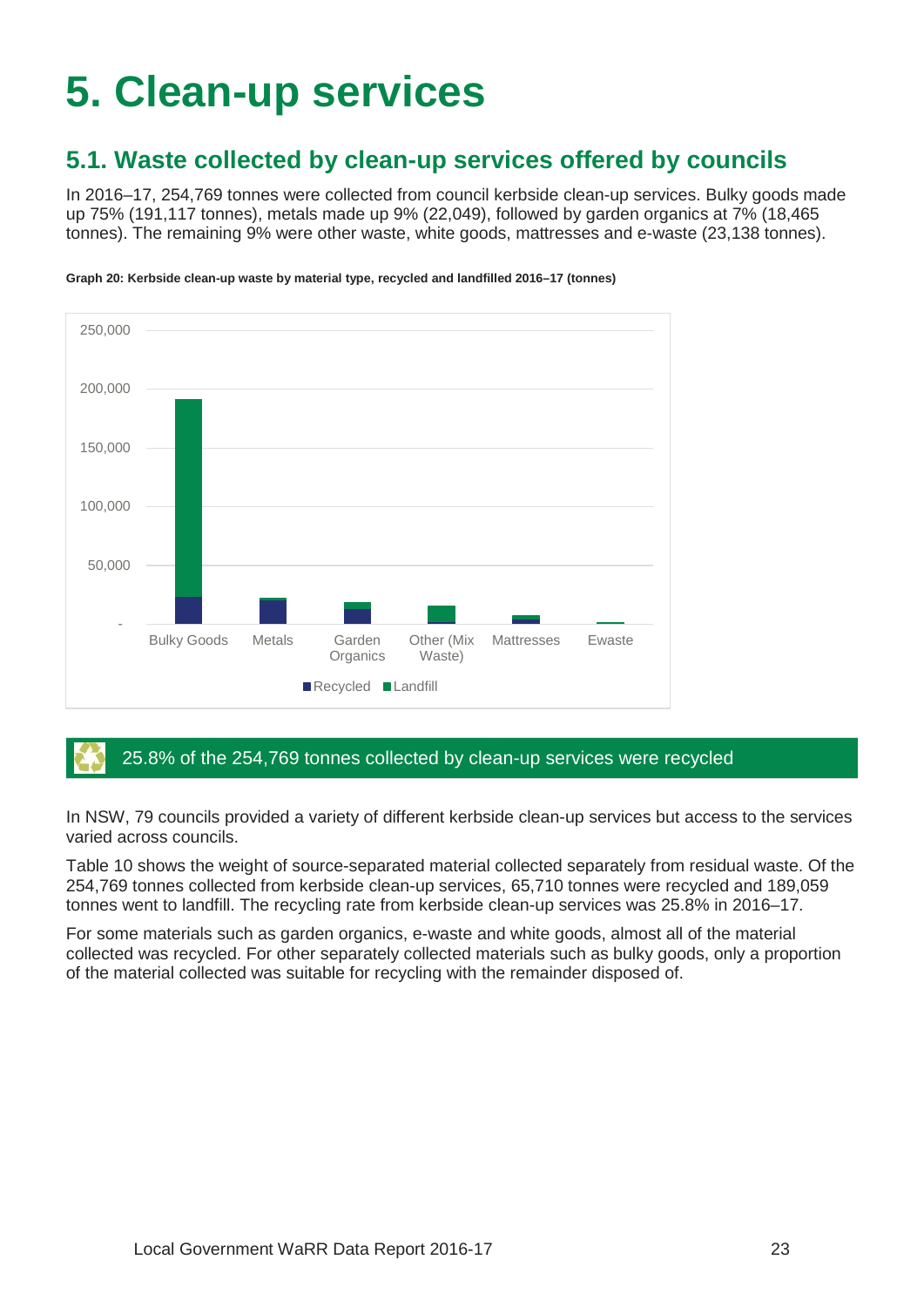# 5. Clean-up services

## 5.1. Waste collected by clean-up services offered by councils

In 2016–17, 254,769 tonnes were collected from council kerbside clean-up services. Bulky goods made up 75% (191,117 tonnes), metals made up 9% (22,049), followed by garden organics at 7% (18,465 tonnes). The remaining 9% were other waste, white goods, mattresses and e-waste (23,138 tonnes).

**Graph 20: Kerbside clean-up waste by material type, recycled and landfilled 2016–17 (tonnes)**

25.8% of the 254,769 tonnes collected by clean-up services were recycled

In NSW, 79 councils provided a variety of different kerbside clean-up services but access to the services varied across councils.

Table 10 shows the weight of source-separated material collected separately from residual waste. Of the 254,769 tonnes collected from kerbside clean-up services, 65,710 tonnes were recycled and 189,059 tonnes went to landfill. The recycling rate from kerbside clean-up services was 25.8% in 2016–17.

For some materials such as garden organics, e-waste and white goods, almost all of the material collected was recycled. For other separately collected materials such as bulky goods, only a proportion of the material collected was suitable for recycling with the remainder disposed of.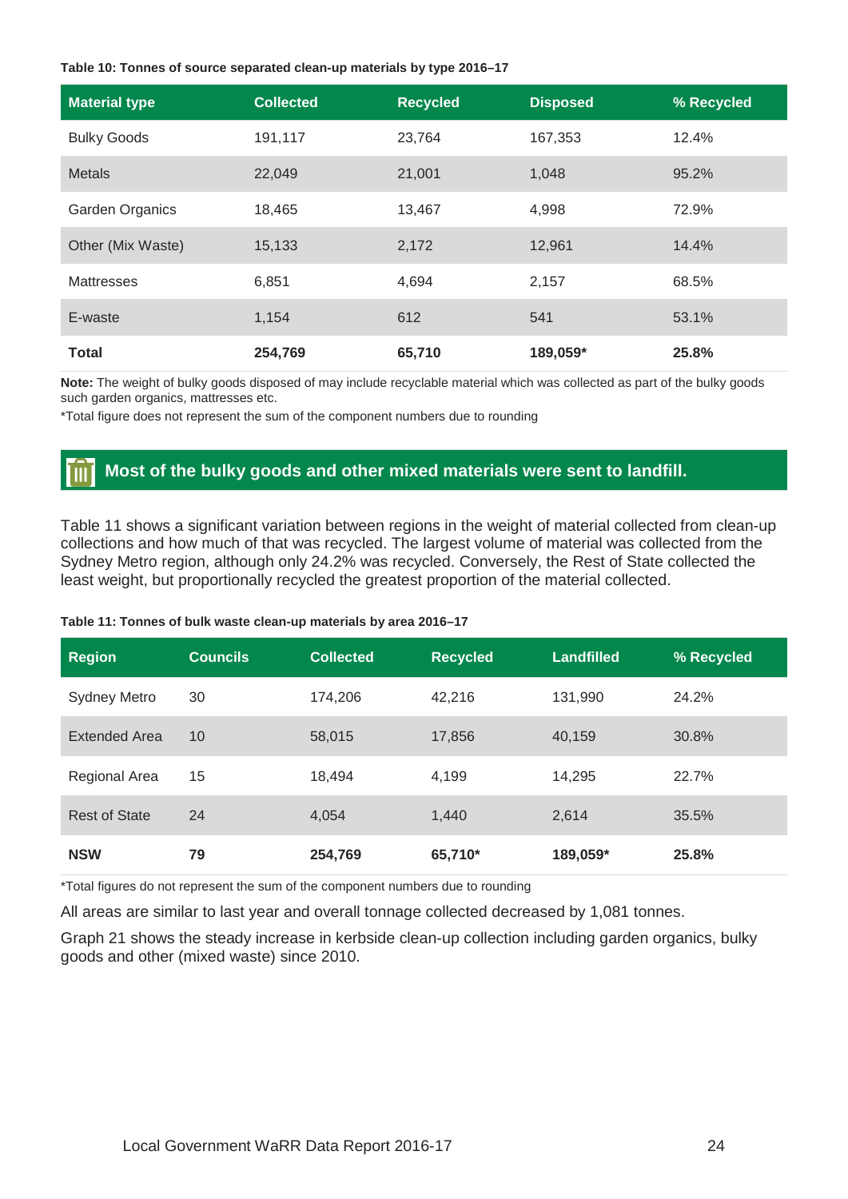**Table 10: Tonnes of source separated clean-up materials by type 2016–17**

| Material type | Collected | Recycled | Disposed | % Recycled |
|---|---|---|---|---|
| Bulky Goods | 191,117 | 23,764 | 167,353 | 12.4% |
| Metals | 22,049 | 21,001 | 1,048 | 95.2% |
| Garden Organics | 18,465 | 13,467 | 4,998 | 72.9% |
| Other (Mix Waste) | 15,133 | 2,172 | 12,961 | 14.4% |
| Mattresses | 6,851 | 4,694 | 2,157 | 68.5% |
| E-waste | 1,154 | 612 | 541 | 53.1% |
| **Total** | **254,769** | **65,710** | **189,059*** | **25.8%** |

**Note:** The weight of bulky goods disposed of may include recyclable material which was collected as part of the bulky goods such garden organics, mattresses etc.

*Total figure does not represent the sum of the component numbers due to rounding

## Most of the bulky goods and other mixed materials were sent to landfill.

Table 11 shows a significant variation between regions in the weight of material collected from clean-up collections and how much of that was recycled. The largest volume of material was collected from the Sydney Metro region, although only 24.2% was recycled. Conversely, the Rest of State collected the least weight, but proportionally recycled the greatest proportion of the material collected.

**Table 11: Tonnes of bulk waste clean-up materials by area 2016–17**

| Region | Councils | Collected | Recycled | Landfilled | % Recycled |
|---|---|---|---|---|---|
| Sydney Metro | 30 | 174,206 | 42,216 | 131,990 | 24.2% |
| Extended Area | 10 | 58,015 | 17,856 | 40,159 | 30.8% |
| Regional Area | 15 | 18,494 | 4,199 | 14,295 | 22.7% |
| Rest of State | 24 | 4,054 | 1,440 | 2,614 | 35.5% |
| **NSW** | **79** | **254,769** | **65,710*** | **189,059*** | **25.8%** |

*Total figures do not represent the sum of the component numbers due to rounding

All areas are similar to last year and overall tonnage collected decreased by 1,081 tonnes.

Graph 21 shows the steady increase in kerbside clean-up collection including garden organics, bulky goods and other (mixed waste) since 2010.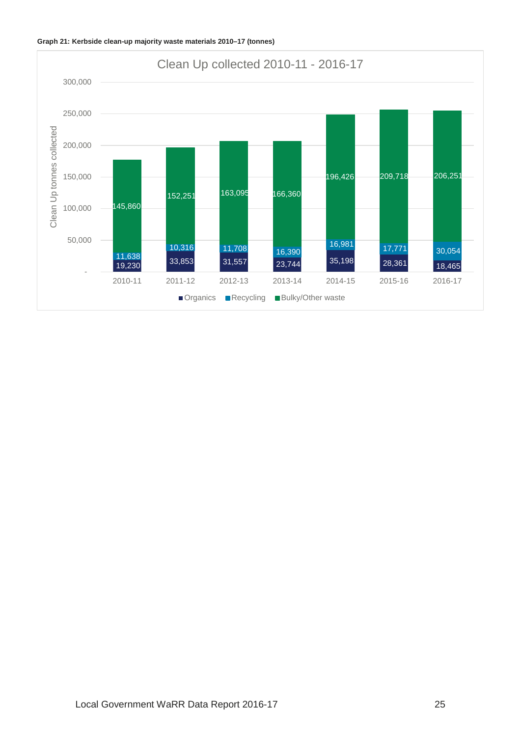**Graph 21: Kerbside clean-up majority waste materials 2010–17 (tonnes)**

Clean Up collected 2010-11 - 2016-17

| Year | Organics | Recycling | Bulky/Other waste |
| --- | --- | --- | --- |
| 2010-11 | 19,230 | 11,638 | 145,860 |
| 2011-12 | 33,853 | 10,316 | 152,251 |
| 2012-13 | 31,557 | 11,708 | 163,095 |
| 2013-14 | 23,744 | 16,390 | 166,360 |
| 2014-15 | 35,198 | 16,981 | 196,426 |
| 2015-16 | 28,361 | 17,771 | 209,718 |
| 2016-17 | 18,465 | 30,054 | 206,251 |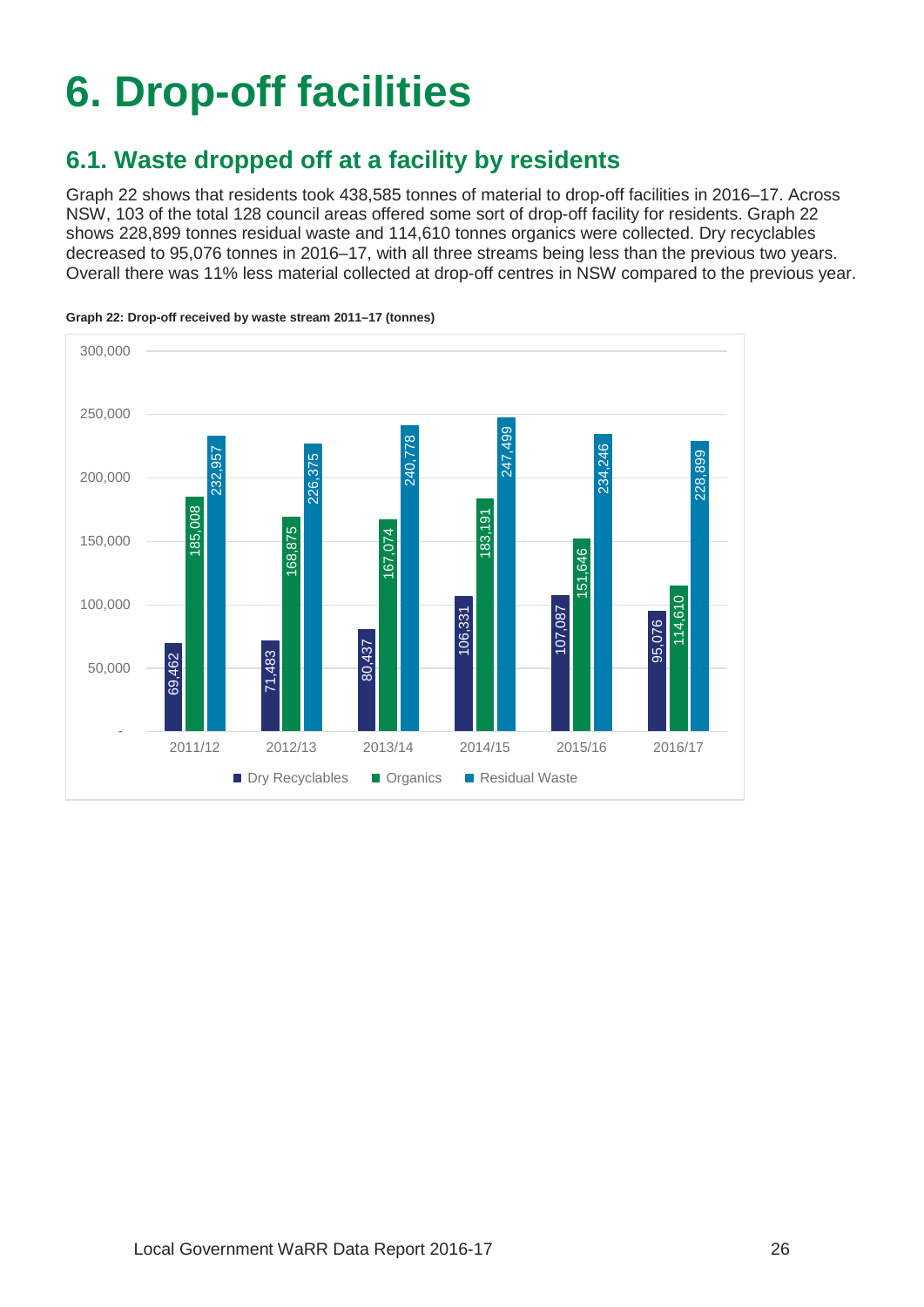# 6. Drop-off facilities

## 6.1. Waste dropped off at a facility by residents

Graph 22 shows that residents took 438,585 tonnes of material to drop-off facilities in 2016–17. Across NSW, 103 of the total 128 council areas offered some sort of drop-off facility for residents. Graph 22 shows 228,899 tonnes residual waste and 114,610 tonnes organics were collected. Dry recyclables decreased to 95,076 tonnes in 2016–17, with all three streams being less than the previous two years. Overall there was 11% less material collected at drop-off centres in NSW compared to the previous year.

**Graph 22: Drop-off received by waste stream 2011–17 (tonnes)**

| Year | Dry Recyclables | Organics | Residual Waste |
|---|---|---|---|
| 2011/12 | 69,462 | 185,008 | 232,957 |
| 2012/13 | 71,483 | 168,875 | 226,375 |
| 2013/14 | 80,437 | 167,074 | 240,778 |
| 2014/15 | 106,331 | 183,191 | 247,499 |
| 2015/16 | 107,087 | 151,646 | 234,246 |
| 2016/17 | 95,076 | 114,610 | 228,899 |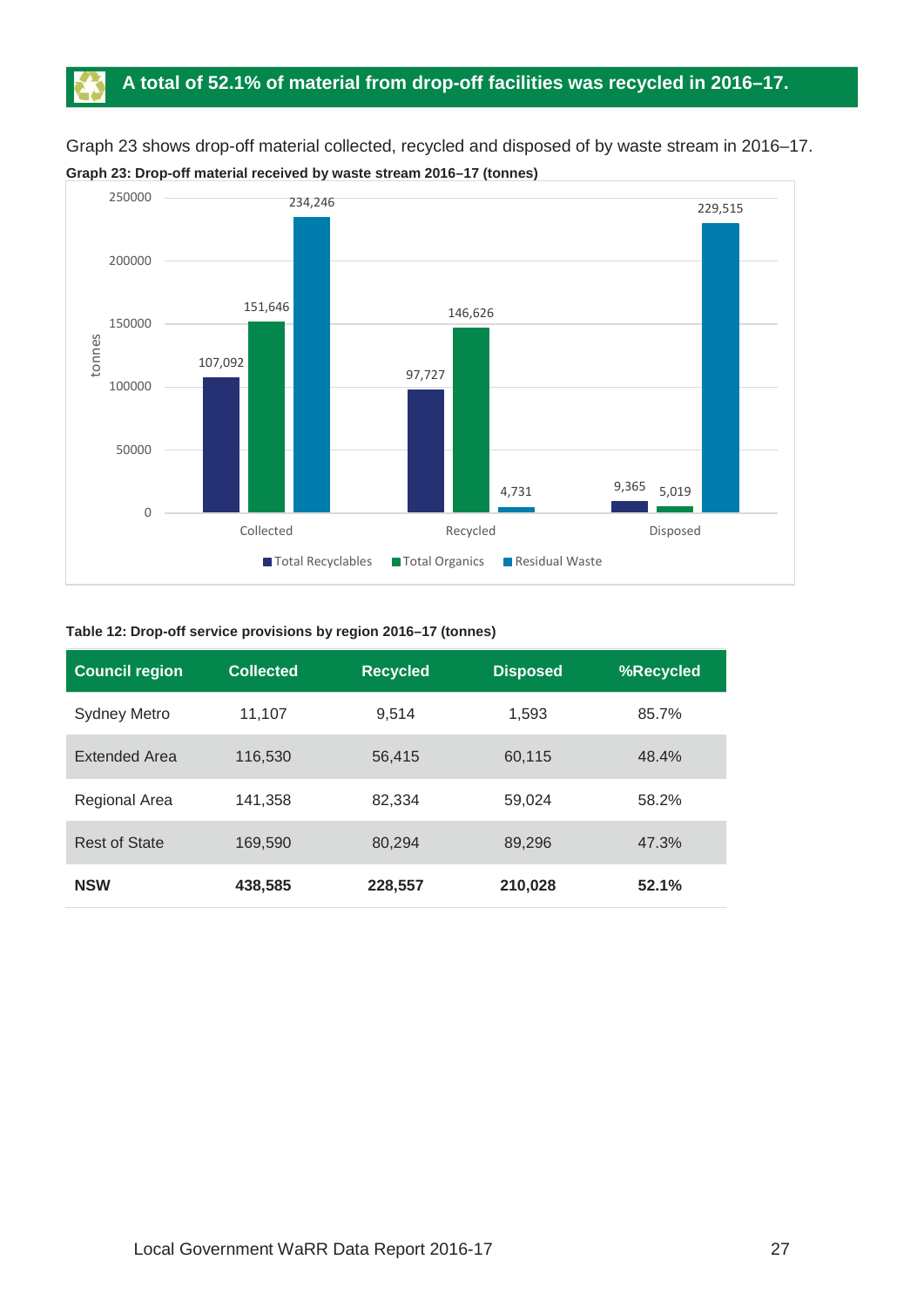## A total of 52.1% of material from drop-off facilities was recycled in 2016–17.

Graph 23 shows drop-off material collected, recycled and disposed of by waste stream in 2016–17.

**Graph 23: Drop-off material received by waste stream 2016–17 (tonnes)**

| | Total Recyclables | Total Organics | Residual Waste |
|---|---|---|---|
| Collected | 107,092 | 151,646 | 234,246 |
| Recycled | 97,727 | 146,626 | 4,731 |
| Disposed | 9,365 | 5,019 | 229,515 |

**Table 12: Drop-off service provisions by region 2016–17 (tonnes)**

| Council region | Collected | Recycled | Disposed | %Recycled |
|---|---|---|---|---|
| Sydney Metro | 11,107 | 9,514 | 1,593 | 85.7% |
| Extended Area | 116,530 | 56,415 | 60,115 | 48.4% |
| Regional Area | 141,358 | 82,334 | 59,024 | 58.2% |
| Rest of State | 169,590 | 80,294 | 89,296 | 47.3% |
| **NSW** | **438,585** | **228,557** | **210,028** | **52.1%** |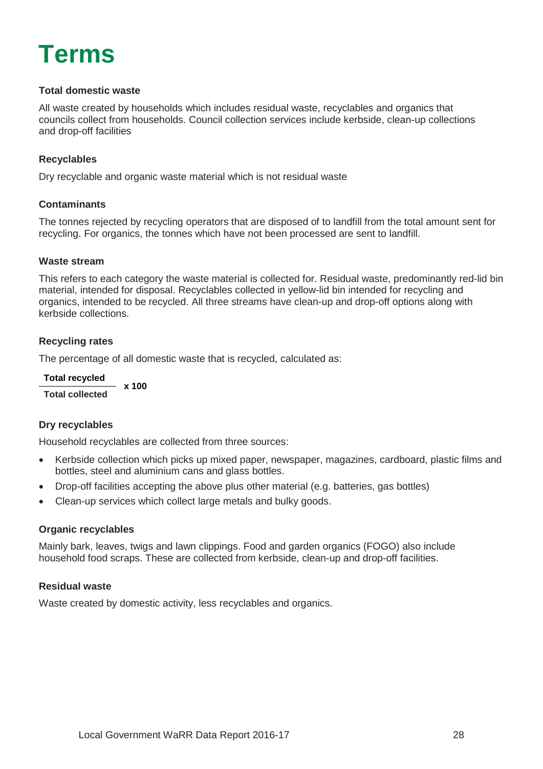# Terms

**Total domestic waste**

All waste created by households which includes residual waste, recyclables and organics that councils collect from households. Council collection services include kerbside, clean-up collections and drop-off facilities

**Recyclables**

Dry recyclable and organic waste material which is not residual waste

**Contaminants**

The tonnes rejected by recycling operators that are disposed of to landfill from the total amount sent for recycling. For organics, the tonnes which have not been processed are sent to landfill.

**Waste stream**

This refers to each category the waste material is collected for. Residual waste, predominantly red-lid bin material, intended for disposal. Recyclables collected in yellow-lid bin intended for recycling and organics, intended to be recycled. All three streams have clean-up and drop-off options along with kerbside collections.

**Recycling rates**

The percentage of all domestic waste that is recycled, calculated as:

$$\frac{\textbf{Total recycled}}{\textbf{Total collected}} \textbf{ x 100}$$

**Dry recyclables**

Household recyclables are collected from three sources:

- Kerbside collection which picks up mixed paper, newspaper, magazines, cardboard, plastic films and bottles, steel and aluminium cans and glass bottles.
- Drop-off facilities accepting the above plus other material (e.g. batteries, gas bottles)
- Clean-up services which collect large metals and bulky goods.

**Organic recyclables**

Mainly bark, leaves, twigs and lawn clippings. Food and garden organics (FOGO) also include household food scraps. These are collected from kerbside, clean-up and drop-off facilities.

**Residual waste**

Waste created by domestic activity, less recyclables and organics.